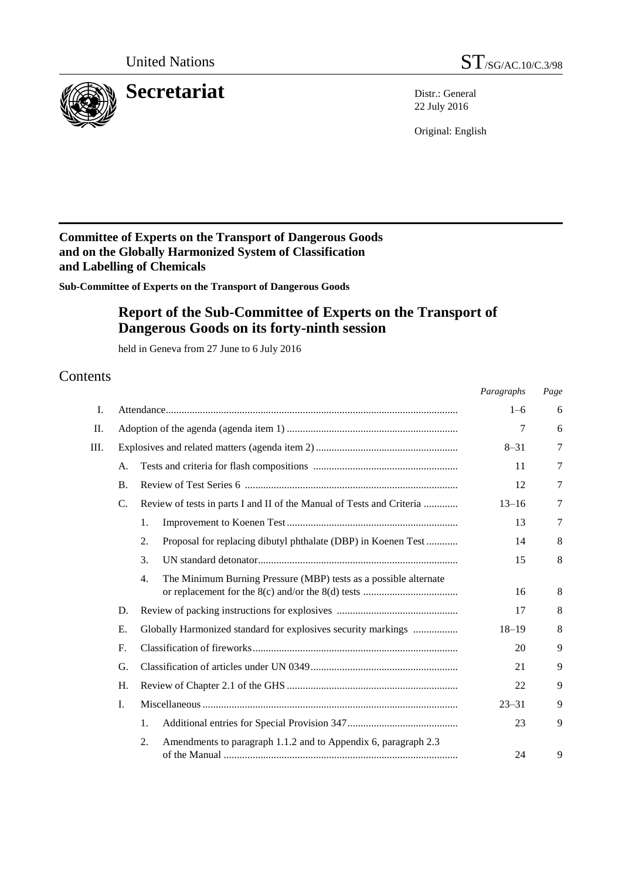United Nations ST/SG/AC.10/C.3/98

# Secretariat

Distr.: General
22 July 2016

Original: English

**Committee of Experts on the Transport of Dangerous Goods and on the Globally Harmonized System of Classification and Labelling of Chemicals**

**Sub-Committee of Experts on the Transport of Dangerous Goods**

## Report of the Sub-Committee of Experts on the Transport of Dangerous Goods on its forty-ninth session

held in Geneva from 27 June to 6 July 2016

# Contents

| | | | | *Paragraphs* | *Page* |
|---|---|---|---|---|---|
| I. | Attendance | | | 1–6 | 6 |
| II. | Adoption of the agenda (agenda item 1) | | | 7 | 6 |
| III. | Explosives and related matters (agenda item 2) | | | 8–31 | 7 |
| | A. | Tests and criteria for flash compositions | | 11 | 7 |
| | B. | Review of Test Series 6 | | 12 | 7 |
| | C. | Review of tests in parts I and II of the Manual of Tests and Criteria | | 13–16 | 7 |
| | | 1. | Improvement to Koenen Test | 13 | 7 |
| | | 2. | Proposal for replacing dibutyl phthalate (DBP) in Koenen Test | 14 | 8 |
| | | 3. | UN standard detonator | 15 | 8 |
| | | 4. | The Minimum Burning Pressure (MBP) tests as a possible alternate or replacement for the 8(c) and/or the 8(d) tests | 16 | 8 |
| | D. | Review of packing instructions for explosives | | 17 | 8 |
| | E. | Globally Harmonized standard for explosives security markings | | 18–19 | 8 |
| | F. | Classification of fireworks | | 20 | 9 |
| | G. | Classification of articles under UN 0349 | | 21 | 9 |
| | H. | Review of Chapter 2.1 of the GHS | | 22 | 9 |
| | I. | Miscellaneous | | 23–31 | 9 |
| | | 1. | Additional entries for Special Provision 347 | 23 | 9 |
| | | 2. | Amendments to paragraph 1.1.2 and to Appendix 6, paragraph 2.3 of the Manual | 24 | 9 |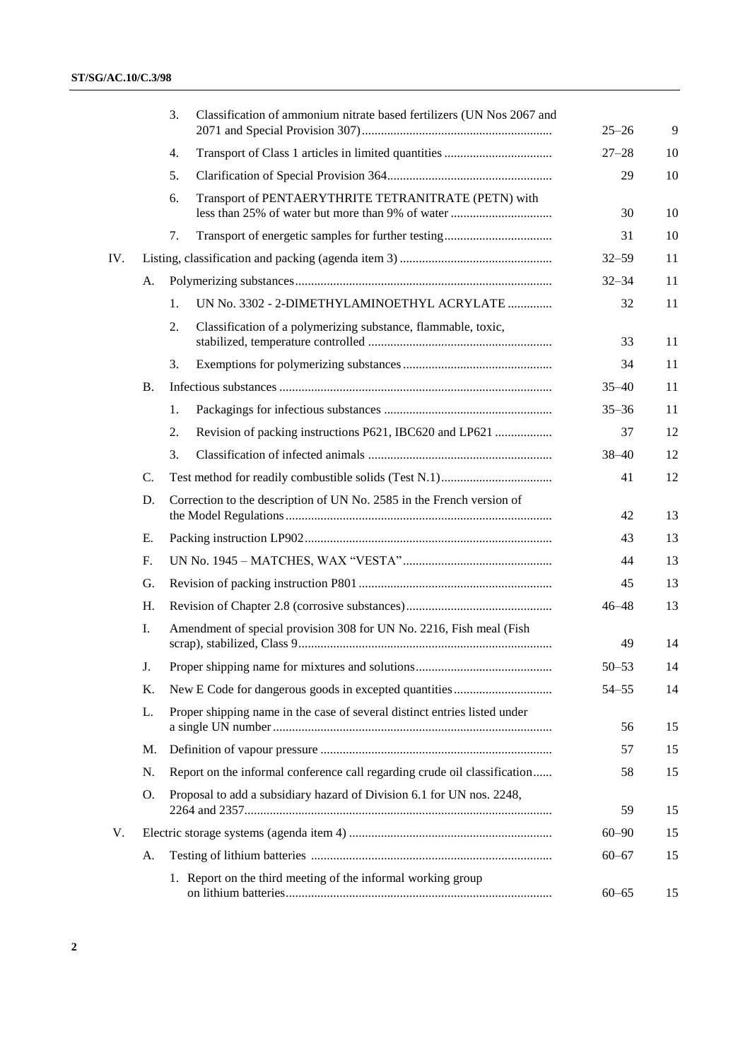| | | | | Paragraphs | Page |
|---|---|---|---|---|---|
| | | 3. | Classification of ammonium nitrate based fertilizers (UN Nos 2067 and 2071 and Special Provision 307) | 25–26 | 9 |
| | | 4. | Transport of Class 1 articles in limited quantities | 27–28 | 10 |
| | | 5. | Clarification of Special Provision 364 | 29 | 10 |
| | | 6. | Transport of PENTAERYTHRITE TETRANITRATE (PETN) with less than 25% of water but more than 9% of water | 30 | 10 |
| | | 7. | Transport of energetic samples for further testing | 31 | 10 |
| IV. | Listing, classification and packing (agenda item 3) | | | 32–59 | 11 |
| | A. | Polymerizing substances | | 32–34 | 11 |
| | | 1. | UN No. 3302 - 2-DIMETHYLAMINOETHYL ACRYLATE | 32 | 11 |
| | | 2. | Classification of a polymerizing substance, flammable, toxic, stabilized, temperature controlled | 33 | 11 |
| | | 3. | Exemptions for polymerizing substances | 34 | 11 |
| | B. | Infectious substances | | 35–40 | 11 |
| | | 1. | Packagings for infectious substances | 35–36 | 11 |
| | | 2. | Revision of packing instructions P621, IBC620 and LP621 | 37 | 12 |
| | | 3. | Classification of infected animals | 38–40 | 12 |
| | C. | Test method for readily combustible solids (Test N.1) | | 41 | 12 |
| | D. | Correction to the description of UN No. 2585 in the French version of the Model Regulations | | 42 | 13 |
| | E. | Packing instruction LP902 | | 43 | 13 |
| | F. | UN No. 1945 – MATCHES, WAX “VESTA” | | 44 | 13 |
| | G. | Revision of packing instruction P801 | | 45 | 13 |
| | H. | Revision of Chapter 2.8 (corrosive substances) | | 46–48 | 13 |
| | I. | Amendment of special provision 308 for UN No. 2216, Fish meal (Fish scrap), stabilized, Class 9 | | 49 | 14 |
| | J. | Proper shipping name for mixtures and solutions | | 50–53 | 14 |
| | K. | New E Code for dangerous goods in excepted quantities | | 54–55 | 14 |
| | L. | Proper shipping name in the case of several distinct entries listed under a single UN number | | 56 | 15 |
| | M. | Definition of vapour pressure | | 57 | 15 |
| | N. | Report on the informal conference call regarding crude oil classification | | 58 | 15 |
| | O. | Proposal to add a subsidiary hazard of Division 6.1 for UN nos. 2248, 2264 and 2357 | | 59 | 15 |
| V. | Electric storage systems (agenda item 4) | | | 60–90 | 15 |
| | A. | Testing of lithium batteries | | 60–67 | 15 |
| | | 1. | Report on the third meeting of the informal working group on lithium batteries | 60–65 | 15 |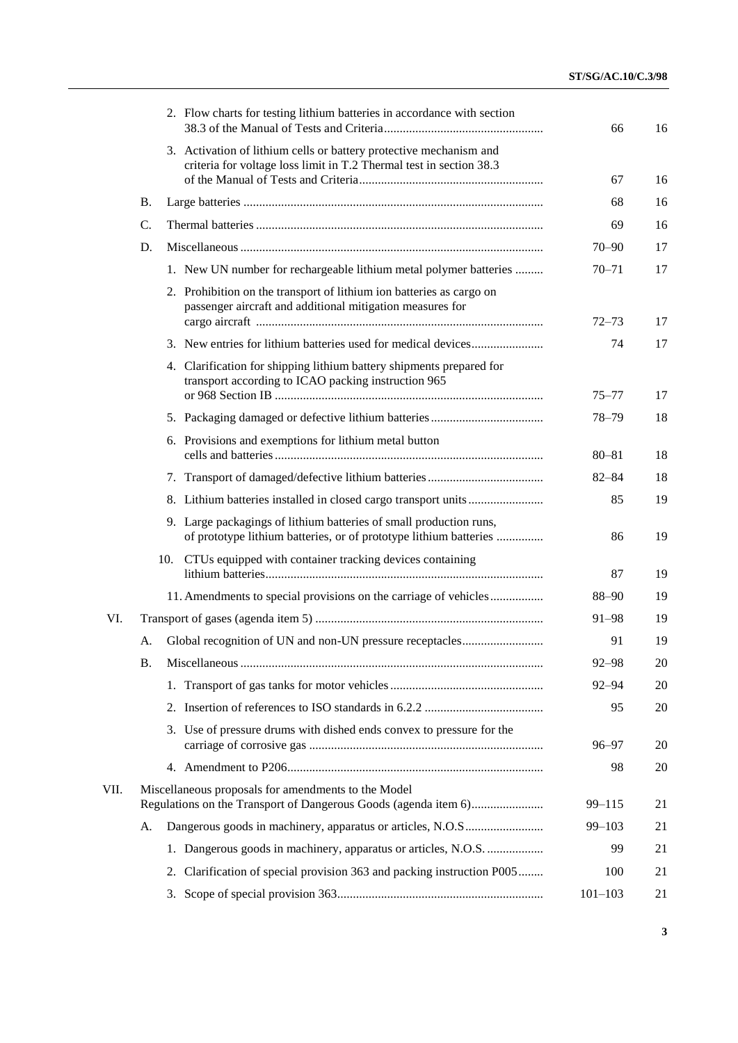| | | | Paragraphs | Page |
|---|---|---|---|---|
| | | 2. Flow charts for testing lithium batteries in accordance with section 38.3 of the Manual of Tests and Criteria | 66 | 16 |
| | | 3. Activation of lithium cells or battery protective mechanism and criteria for voltage loss limit in T.2 Thermal test in section 38.3 of the Manual of Tests and Criteria | 67 | 16 |
| | B. | Large batteries | 68 | 16 |
| | C. | Thermal batteries | 69 | 16 |
| | D. | Miscellaneous | 70–90 | 17 |
| | | 1. New UN number for rechargeable lithium metal polymer batteries | 70–71 | 17 |
| | | 2. Prohibition on the transport of lithium ion batteries as cargo on passenger aircraft and additional mitigation measures for cargo aircraft | 72–73 | 17 |
| | | 3. New entries for lithium batteries used for medical devices | 74 | 17 |
| | | 4. Clarification for shipping lithium battery shipments prepared for transport according to ICAO packing instruction 965 or 968 Section IB | 75–77 | 17 |
| | | 5. Packaging damaged or defective lithium batteries | 78–79 | 18 |
| | | 6. Provisions and exemptions for lithium metal button cells and batteries | 80–81 | 18 |
| | | 7. Transport of damaged/defective lithium batteries | 82–84 | 18 |
| | | 8. Lithium batteries installed in closed cargo transport units | 85 | 19 |
| | | 9. Large packagings of lithium batteries of small production runs, of prototype lithium batteries, or of prototype lithium batteries | 86 | 19 |
| | | 10. CTUs equipped with container tracking devices containing lithium batteries | 87 | 19 |
| | | 11. Amendments to special provisions on the carriage of vehicles | 88–90 | 19 |
| VI. | | Transport of gases (agenda item 5) | 91–98 | 19 |
| | A. | Global recognition of UN and non-UN pressure receptacles | 91 | 19 |
| | B. | Miscellaneous | 92–98 | 20 |
| | | 1. Transport of gas tanks for motor vehicles | 92–94 | 20 |
| | | 2. Insertion of references to ISO standards in 6.2.2 | 95 | 20 |
| | | 3. Use of pressure drums with dished ends convex to pressure for the carriage of corrosive gas | 96–97 | 20 |
| | | 4. Amendment to P206 | 98 | 20 |
| VII. | | Miscellaneous proposals for amendments to the Model Regulations on the Transport of Dangerous Goods (agenda item 6) | 99–115 | 21 |
| | A. | Dangerous goods in machinery, apparatus or articles, N.O.S | 99–103 | 21 |
| | | 1. Dangerous goods in machinery, apparatus or articles, N.O.S. | 99 | 21 |
| | | 2. Clarification of special provision 363 and packing instruction P005 | 100 | 21 |
| | | 3. Scope of special provision 363 | 101–103 | 21 |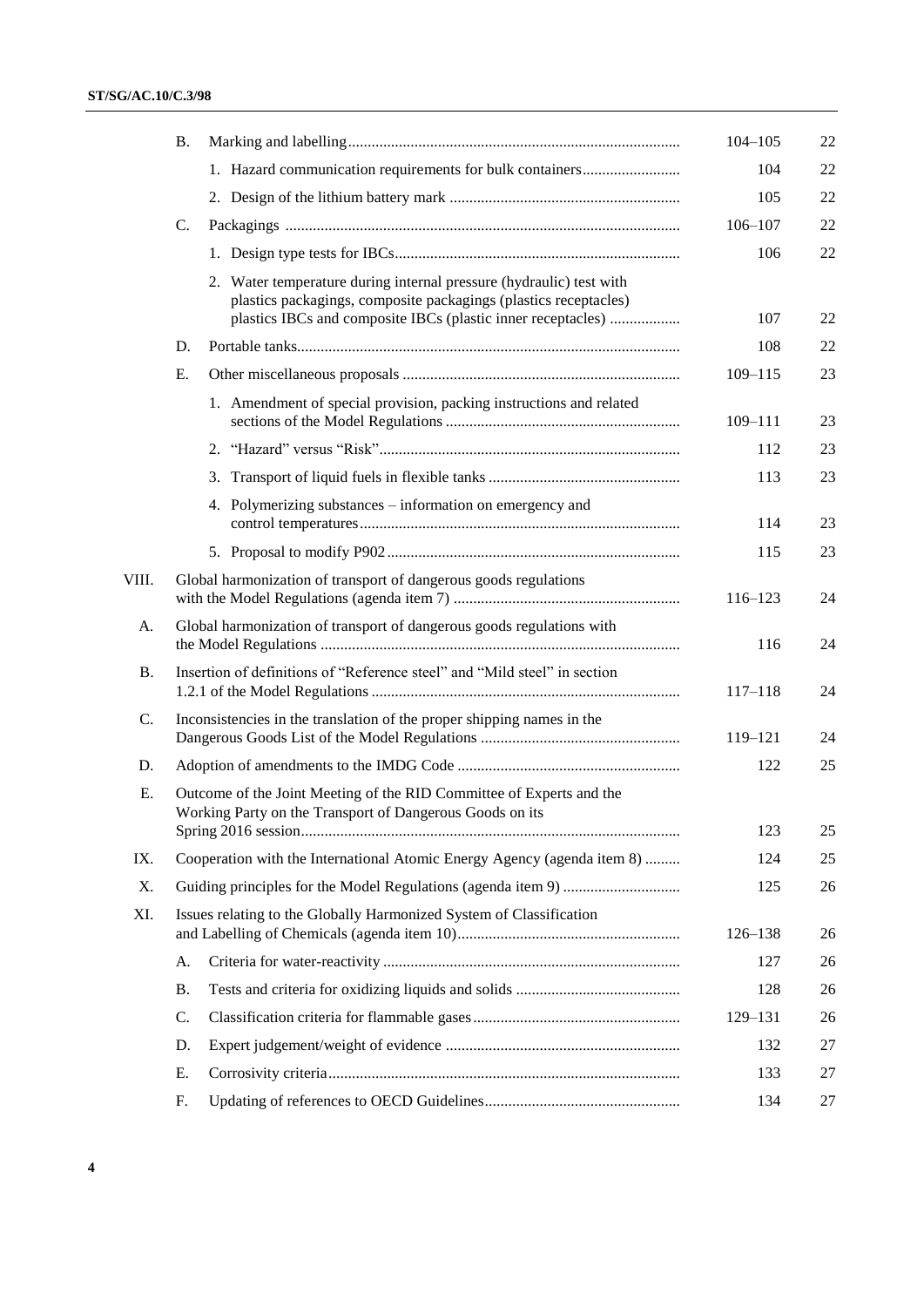| | | | Paragraphs | Page |
|---|---|---|---|---|
| | B. | Marking and labelling | 104–105 | 22 |
| | | 1. Hazard communication requirements for bulk containers | 104 | 22 |
| | | 2. Design of the lithium battery mark | 105 | 22 |
| | C. | Packagings | 106–107 | 22 |
| | | 1. Design type tests for IBCs | 106 | 22 |
| | | 2. Water temperature during internal pressure (hydraulic) test with plastics packagings, composite packagings (plastics receptacles) plastics IBCs and composite IBCs (plastic inner receptacles) | 107 | 22 |
| | D. | Portable tanks | 108 | 22 |
| | E. | Other miscellaneous proposals | 109–115 | 23 |
| | | 1. Amendment of special provision, packing instructions and related sections of the Model Regulations | 109–111 | 23 |
| | | 2. "Hazard" versus "Risk" | 112 | 23 |
| | | 3. Transport of liquid fuels in flexible tanks | 113 | 23 |
| | | 4. Polymerizing substances – information on emergency and control temperatures | 114 | 23 |
| | | 5. Proposal to modify P902 | 115 | 23 |
| VIII. | Global harmonization of transport of dangerous goods regulations with the Model Regulations (agenda item 7) | | 116–123 | 24 |
| A. | Global harmonization of transport of dangerous goods regulations with the Model Regulations | | 116 | 24 |
| B. | Insertion of definitions of "Reference steel" and "Mild steel" in section 1.2.1 of the Model Regulations | | 117–118 | 24 |
| C. | Inconsistencies in the translation of the proper shipping names in the Dangerous Goods List of the Model Regulations | | 119–121 | 24 |
| D. | Adoption of amendments to the IMDG Code | | 122 | 25 |
| E. | Outcome of the Joint Meeting of the RID Committee of Experts and the Working Party on the Transport of Dangerous Goods on its Spring 2016 session | | 123 | 25 |
| IX. | Cooperation with the International Atomic Energy Agency (agenda item 8) | | 124 | 25 |
| X. | Guiding principles for the Model Regulations (agenda item 9) | | 125 | 26 |
| XI. | Issues relating to the Globally Harmonized System of Classification and Labelling of Chemicals (agenda item 10) | | 126–138 | 26 |
| | A. | Criteria for water-reactivity | 127 | 26 |
| | B. | Tests and criteria for oxidizing liquids and solids | 128 | 26 |
| | C. | Classification criteria for flammable gases | 129–131 | 26 |
| | D. | Expert judgement/weight of evidence | 132 | 27 |
| | E. | Corrosivity criteria | 133 | 27 |
| | F. | Updating of references to OECD Guidelines | 134 | 27 |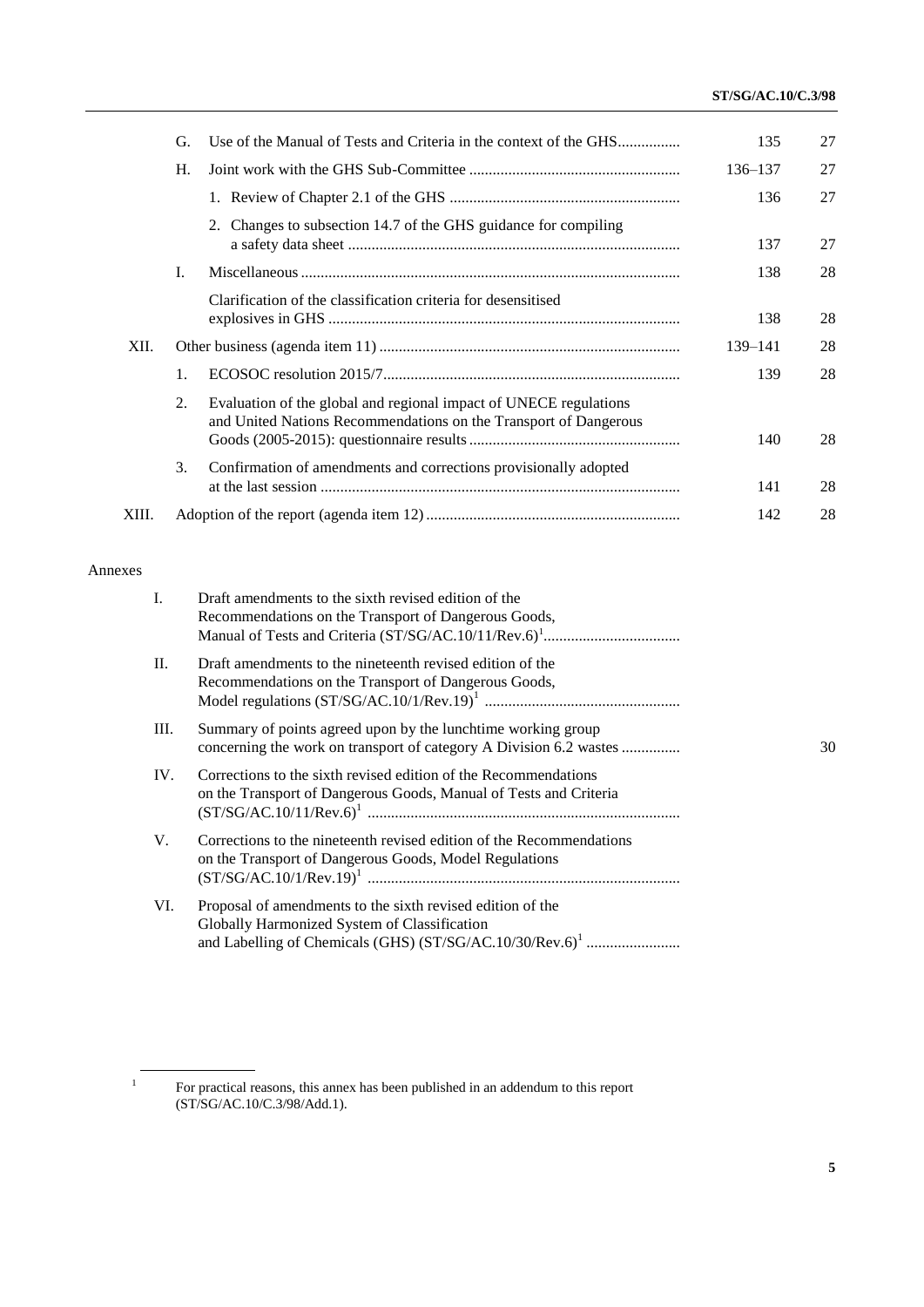| | | | Paragraphs | Page |
|---|---|---|---|---|
| | G. | Use of the Manual of Tests and Criteria in the context of the GHS | 135 | 27 |
| | H. | Joint work with the GHS Sub-Committee | 136–137 | 27 |
| | | 1. Review of Chapter 2.1 of the GHS | 136 | 27 |
| | | 2. Changes to subsection 14.7 of the GHS guidance for compiling a safety data sheet | 137 | 27 |
| | I. | Miscellaneous | 138 | 28 |
| | | Clarification of the classification criteria for desensitised explosives in GHS | 138 | 28 |
| XII. | | Other business (agenda item 11) | 139–141 | 28 |
| | 1. | ECOSOC resolution 2015/7 | 139 | 28 |
| | 2. | Evaluation of the global and regional impact of UNECE regulations and United Nations Recommendations on the Transport of Dangerous Goods (2005-2015): questionnaire results | 140 | 28 |
| | 3. | Confirmation of amendments and corrections provisionally adopted at the last session | 141 | 28 |
| XIII. | | Adoption of the report (agenda item 12) | 142 | 28 |

Annexes

| | | Page |
|---|---|---|
| I. | Draft amendments to the sixth revised edition of the Recommendations on the Transport of Dangerous Goods, Manual of Tests and Criteria (ST/SG/AC.10/11/Rev.6)[1] | |
| II. | Draft amendments to the nineteenth revised edition of the Recommendations on the Transport of Dangerous Goods, Model regulations (ST/SG/AC.10/1/Rev.19)[1] | |
| III. | Summary of points agreed upon by the lunchtime working group concerning the work on transport of category A Division 6.2 wastes | 30 |
| IV. | Corrections to the sixth revised edition of the Recommendations on the Transport of Dangerous Goods, Manual of Tests and Criteria (ST/SG/AC.10/11/Rev.6)[1] | |
| V. | Corrections to the nineteenth revised edition of the Recommendations on the Transport of Dangerous Goods, Model Regulations (ST/SG/AC.10/1/Rev.19)[1] | |
| VI. | Proposal of amendments to the sixth revised edition of the Globally Harmonized System of Classification and Labelling of Chemicals (GHS) (ST/SG/AC.10/30/Rev.6)[1] | |

[1] For practical reasons, this annex has been published in an addendum to this report (ST/SG/AC.10/C.3/98/Add.1).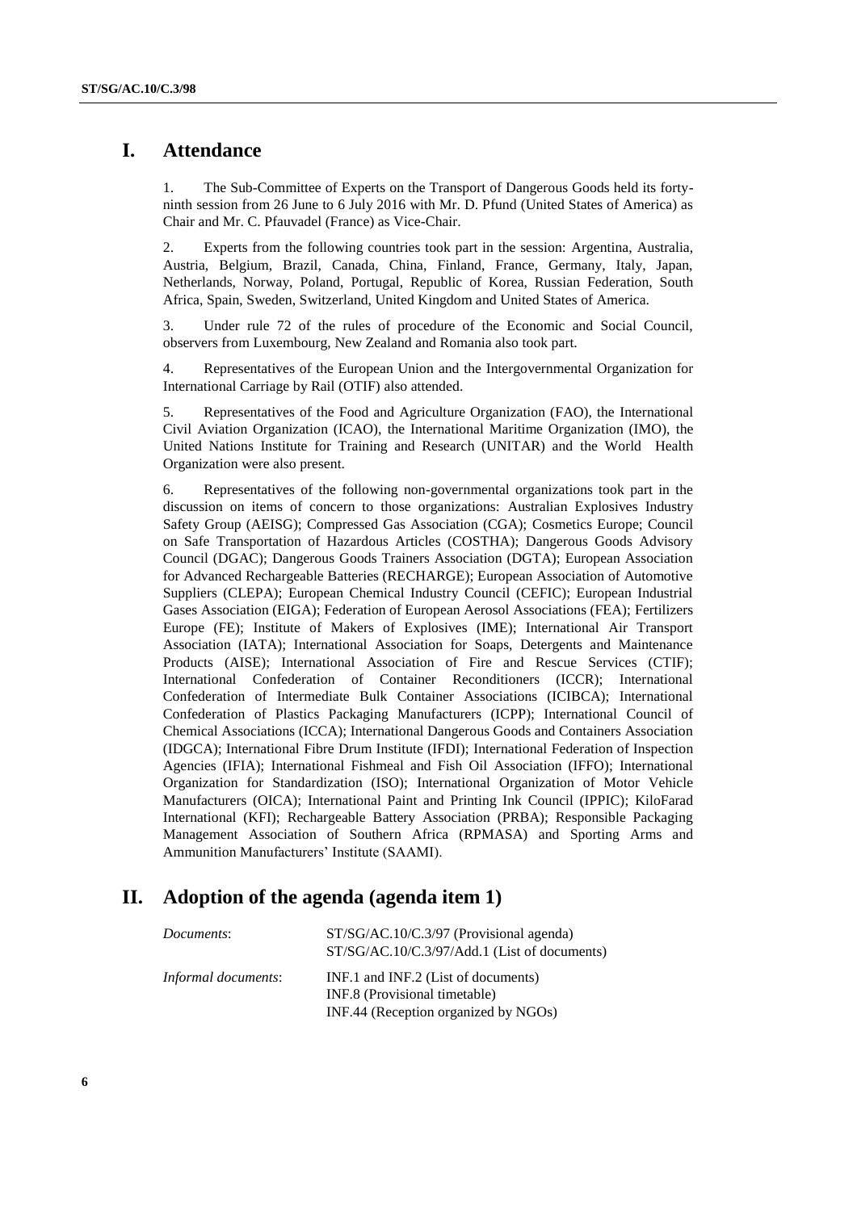# I. Attendance

1. The Sub-Committee of Experts on the Transport of Dangerous Goods held its forty-ninth session from 26 June to 6 July 2016 with Mr. D. Pfund (United States of America) as Chair and Mr. C. Pfauvadel (France) as Vice-Chair.

2. Experts from the following countries took part in the session: Argentina, Australia, Austria, Belgium, Brazil, Canada, China, Finland, France, Germany, Italy, Japan, Netherlands, Norway, Poland, Portugal, Republic of Korea, Russian Federation, South Africa, Spain, Sweden, Switzerland, United Kingdom and United States of America.

3. Under rule 72 of the rules of procedure of the Economic and Social Council, observers from Luxembourg, New Zealand and Romania also took part.

4. Representatives of the European Union and the Intergovernmental Organization for International Carriage by Rail (OTIF) also attended.

5. Representatives of the Food and Agriculture Organization (FAO), the International Civil Aviation Organization (ICAO), the International Maritime Organization (IMO), the United Nations Institute for Training and Research (UNITAR) and the World Health Organization were also present.

6. Representatives of the following non-governmental organizations took part in the discussion on items of concern to those organizations: Australian Explosives Industry Safety Group (AEISG); Compressed Gas Association (CGA); Cosmetics Europe; Council on Safe Transportation of Hazardous Articles (COSTHA); Dangerous Goods Advisory Council (DGAC); Dangerous Goods Trainers Association (DGTA); European Association for Advanced Rechargeable Batteries (RECHARGE); European Association of Automotive Suppliers (CLEPA); European Chemical Industry Council (CEFIC); European Industrial Gases Association (EIGA); Federation of European Aerosol Associations (FEA); Fertilizers Europe (FE); Institute of Makers of Explosives (IME); International Air Transport Association (IATA); International Association for Soaps, Detergents and Maintenance Products (AISE); International Association of Fire and Rescue Services (CTIF); International Confederation of Container Reconditioners (ICCR); International Confederation of Intermediate Bulk Container Associations (ICIBCA); International Confederation of Plastics Packaging Manufacturers (ICPP); International Council of Chemical Associations (ICCA); International Dangerous Goods and Containers Association (IDGCA); International Fibre Drum Institute (IFDI); International Federation of Inspection Agencies (IFIA); International Fishmeal and Fish Oil Association (IFFO); International Organization for Standardization (ISO); International Organization of Motor Vehicle Manufacturers (OICA); International Paint and Printing Ink Council (IPPIC); KiloFarad International (KFI); Rechargeable Battery Association (PRBA); Responsible Packaging Management Association of Southern Africa (RPMASA) and Sporting Arms and Ammunition Manufacturers' Institute (SAAMI).

# II. Adoption of the agenda (agenda item 1)

| | |
|---|---|
| *Documents*: | ST/SG/AC.10/C.3/97 (Provisional agenda)<br>ST/SG/AC.10/C.3/97/Add.1 (List of documents) |
| *Informal documents*: | INF.1 and INF.2 (List of documents)<br>INF.8 (Provisional timetable)<br>INF.44 (Reception organized by NGOs) |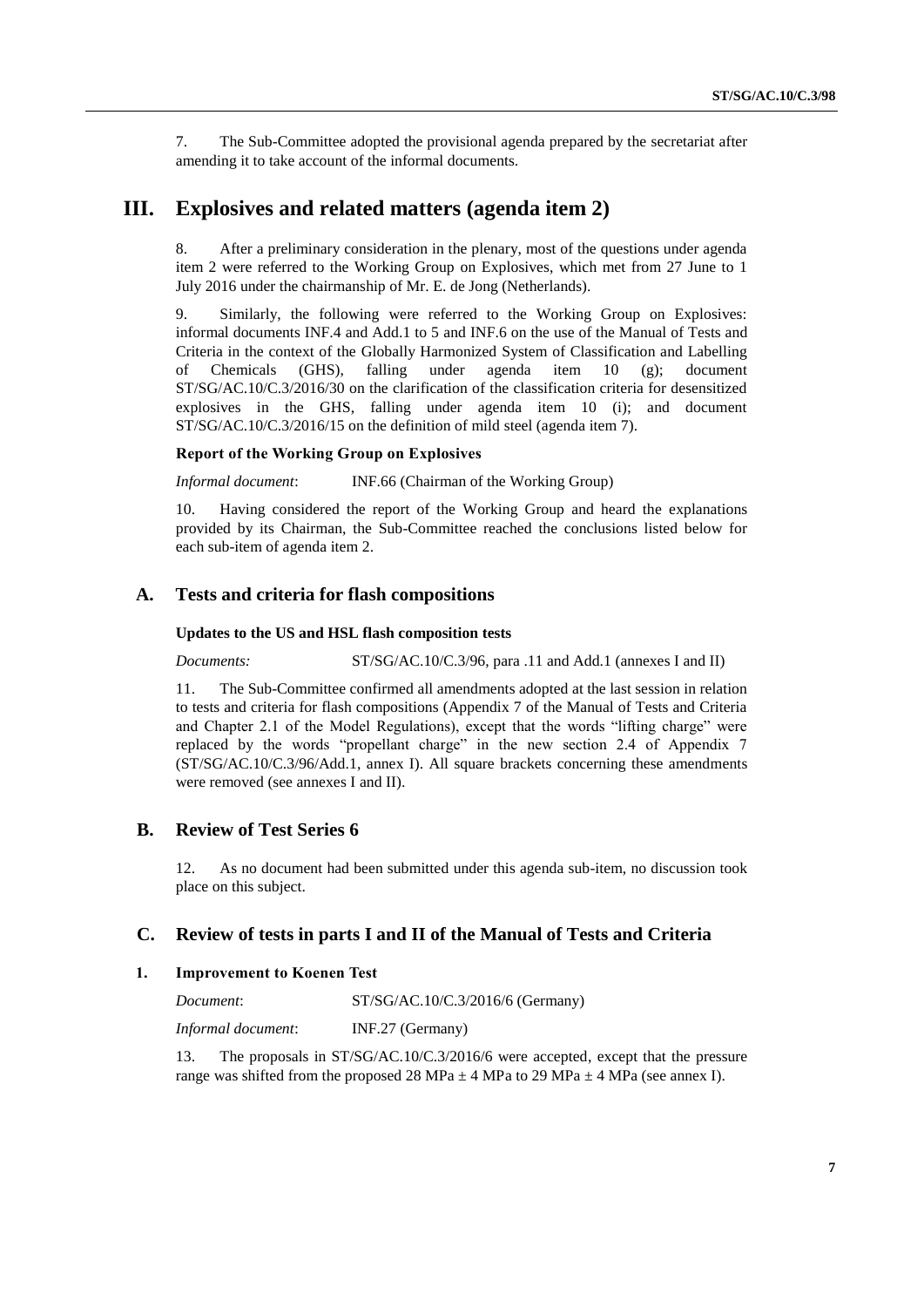7. The Sub-Committee adopted the provisional agenda prepared by the secretariat after amending it to take account of the informal documents.

# III. Explosives and related matters (agenda item 2)

8. After a preliminary consideration in the plenary, most of the questions under agenda item 2 were referred to the Working Group on Explosives, which met from 27 June to 1 July 2016 under the chairmanship of Mr. E. de Jong (Netherlands).

9. Similarly, the following were referred to the Working Group on Explosives: informal documents INF.4 and Add.1 to 5 and INF.6 on the use of the Manual of Tests and Criteria in the context of the Globally Harmonized System of Classification and Labelling of Chemicals (GHS), falling under agenda item 10 (g); document ST/SG/AC.10/C.3/2016/30 on the clarification of the classification criteria for desensitized explosives in the GHS, falling under agenda item 10 (i); and document ST/SG/AC.10/C.3/2016/15 on the definition of mild steel (agenda item 7).

**Report of the Working Group on Explosives**

*Informal document*: INF.66 (Chairman of the Working Group)

10. Having considered the report of the Working Group and heard the explanations provided by its Chairman, the Sub-Committee reached the conclusions listed below for each sub-item of agenda item 2.

## A. Tests and criteria for flash compositions

**Updates to the US and HSL flash composition tests**

*Documents:* ST/SG/AC.10/C.3/96, para .11 and Add.1 (annexes I and II)

11. The Sub-Committee confirmed all amendments adopted at the last session in relation to tests and criteria for flash compositions (Appendix 7 of the Manual of Tests and Criteria and Chapter 2.1 of the Model Regulations), except that the words "lifting charge" were replaced by the words "propellant charge" in the new section 2.4 of Appendix 7 (ST/SG/AC.10/C.3/96/Add.1, annex I). All square brackets concerning these amendments were removed (see annexes I and II).

## B. Review of Test Series 6

12. As no document had been submitted under this agenda sub-item, no discussion took place on this subject.

## C. Review of tests in parts I and II of the Manual of Tests and Criteria

### 1. Improvement to Koenen Test

*Document*: ST/SG/AC.10/C.3/2016/6 (Germany)

*Informal document*: INF.27 (Germany)

13. The proposals in ST/SG/AC.10/C.3/2016/6 were accepted, except that the pressure range was shifted from the proposed 28 MPa ± 4 MPa to 29 MPa ± 4 MPa (see annex I).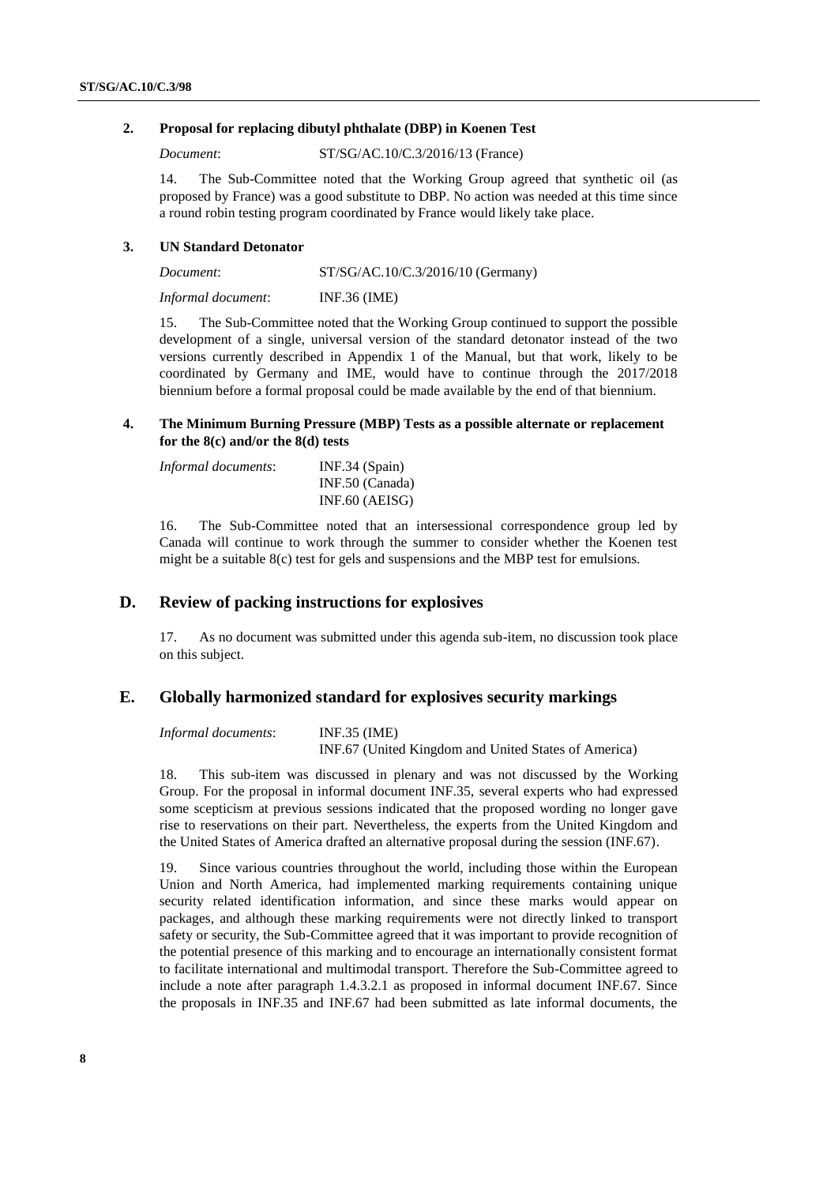### 2. Proposal for replacing dibutyl phthalate (DBP) in Koenen Test

*Document*: ST/SG/AC.10/C.3/2016/13 (France)

14. The Sub-Committee noted that the Working Group agreed that synthetic oil (as proposed by France) was a good substitute to DBP. No action was needed at this time since a round robin testing program coordinated by France would likely take place.

### 3. UN Standard Detonator

*Document*: ST/SG/AC.10/C.3/2016/10 (Germany)

*Informal document*: INF.36 (IME)

15. The Sub-Committee noted that the Working Group continued to support the possible development of a single, universal version of the standard detonator instead of the two versions currently described in Appendix 1 of the Manual, but that work, likely to be coordinated by Germany and IME, would have to continue through the 2017/2018 biennium before a formal proposal could be made available by the end of that biennium.

### 4. The Minimum Burning Pressure (MBP) Tests as a possible alternate or replacement for the 8(c) and/or the 8(d) tests

*Informal documents*: INF.34 (Spain)
INF.50 (Canada)
INF.60 (AEISG)

16. The Sub-Committee noted that an intersessional correspondence group led by Canada will continue to work through the summer to consider whether the Koenen test might be a suitable 8(c) test for gels and suspensions and the MBP test for emulsions.

## D. Review of packing instructions for explosives

17. As no document was submitted under this agenda sub-item, no discussion took place on this subject.

## E. Globally harmonized standard for explosives security markings

*Informal documents*: INF.35 (IME)
INF.67 (United Kingdom and United States of America)

18. This sub-item was discussed in plenary and was not discussed by the Working Group. For the proposal in informal document INF.35, several experts who had expressed some scepticism at previous sessions indicated that the proposed wording no longer gave rise to reservations on their part. Nevertheless, the experts from the United Kingdom and the United States of America drafted an alternative proposal during the session (INF.67).

19. Since various countries throughout the world, including those within the European Union and North America, had implemented marking requirements containing unique security related identification information, and since these marks would appear on packages, and although these marking requirements were not directly linked to transport safety or security, the Sub-Committee agreed that it was important to provide recognition of the potential presence of this marking and to encourage an internationally consistent format to facilitate international and multimodal transport. Therefore the Sub-Committee agreed to include a note after paragraph 1.4.3.2.1 as proposed in informal document INF.67. Since the proposals in INF.35 and INF.67 had been submitted as late informal documents, the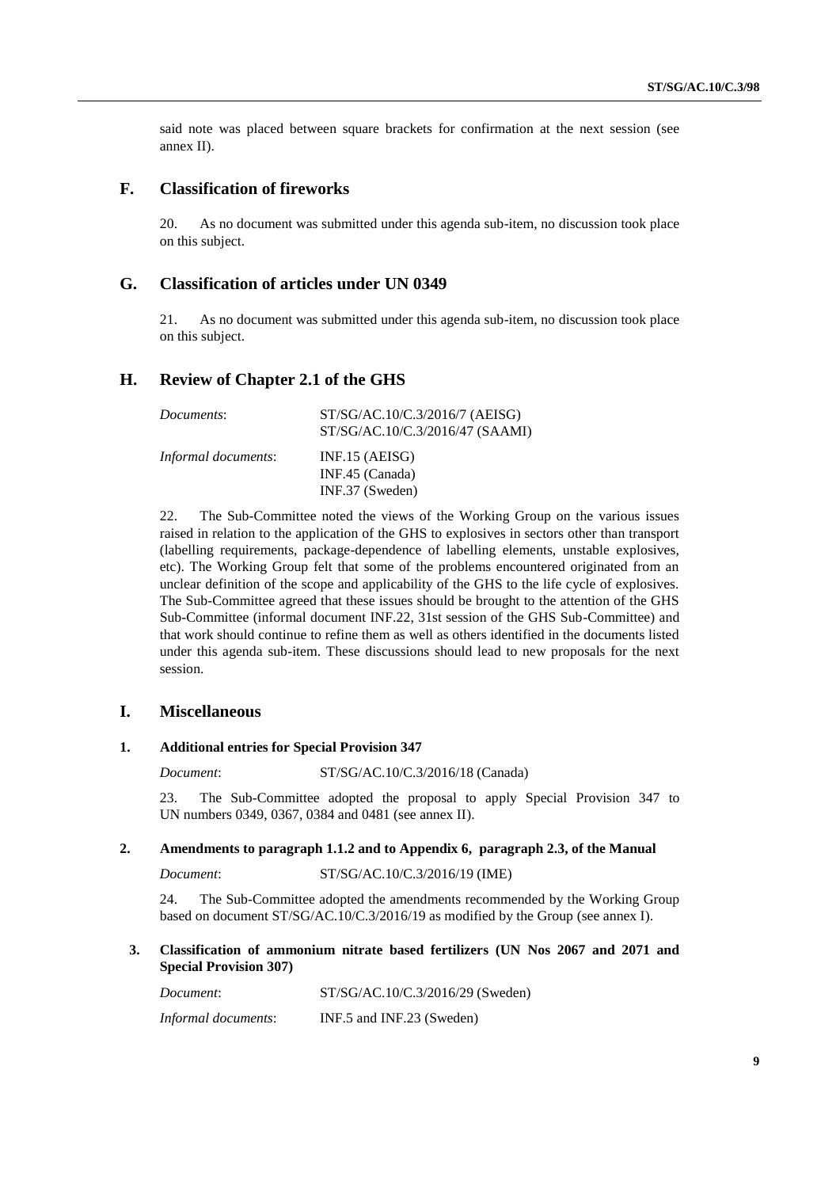said note was placed between square brackets for confirmation at the next session (see annex II).

## F. Classification of fireworks

20. As no document was submitted under this agenda sub-item, no discussion took place on this subject.

## G. Classification of articles under UN 0349

21. As no document was submitted under this agenda sub-item, no discussion took place on this subject.

## H. Review of Chapter 2.1 of the GHS

| | |
|---|---|
| *Documents*: | ST/SG/AC.10/C.3/2016/7 (AEISG)<br>ST/SG/AC.10/C.3/2016/47 (SAAMI) |
| *Informal documents*: | INF.15 (AEISG)<br>INF.45 (Canada)<br>INF.37 (Sweden) |

22. The Sub-Committee noted the views of the Working Group on the various issues raised in relation to the application of the GHS to explosives in sectors other than transport (labelling requirements, package-dependence of labelling elements, unstable explosives, etc). The Working Group felt that some of the problems encountered originated from an unclear definition of the scope and applicability of the GHS to the life cycle of explosives. The Sub-Committee agreed that these issues should be brought to the attention of the GHS Sub-Committee (informal document INF.22, 31st session of the GHS Sub-Committee) and that work should continue to refine them as well as others identified in the documents listed under this agenda sub-item. These discussions should lead to new proposals for the next session.

## I. Miscellaneous

### 1. Additional entries for Special Provision 347

*Document*: ST/SG/AC.10/C.3/2016/18 (Canada)

23. The Sub-Committee adopted the proposal to apply Special Provision 347 to UN numbers 0349, 0367, 0384 and 0481 (see annex II).

### 2. Amendments to paragraph 1.1.2 and to Appendix 6, paragraph 2.3, of the Manual

*Document*: ST/SG/AC.10/C.3/2016/19 (IME)

24. The Sub-Committee adopted the amendments recommended by the Working Group based on document ST/SG/AC.10/C.3/2016/19 as modified by the Group (see annex I).

### 3. Classification of ammonium nitrate based fertilizers (UN Nos 2067 and 2071 and Special Provision 307)

*Document*: ST/SG/AC.10/C.3/2016/29 (Sweden)

*Informal documents*: INF.5 and INF.23 (Sweden)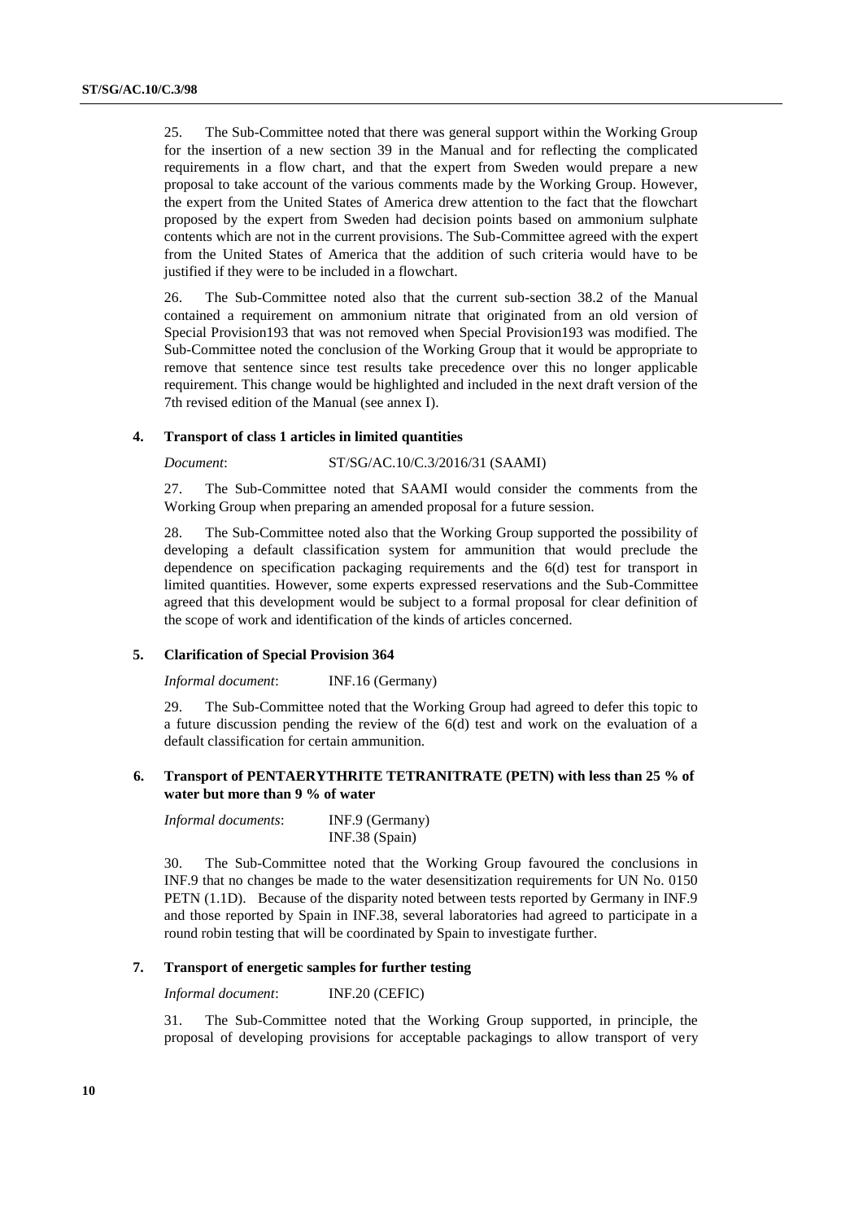25. The Sub-Committee noted that there was general support within the Working Group for the insertion of a new section 39 in the Manual and for reflecting the complicated requirements in a flow chart, and that the expert from Sweden would prepare a new proposal to take account of the various comments made by the Working Group. However, the expert from the United States of America drew attention to the fact that the flowchart proposed by the expert from Sweden had decision points based on ammonium sulphate contents which are not in the current provisions. The Sub-Committee agreed with the expert from the United States of America that the addition of such criteria would have to be justified if they were to be included in a flowchart.

26. The Sub-Committee noted also that the current sub-section 38.2 of the Manual contained a requirement on ammonium nitrate that originated from an old version of Special Provision193 that was not removed when Special Provision193 was modified. The Sub-Committee noted the conclusion of the Working Group that it would be appropriate to remove that sentence since test results take precedence over this no longer applicable requirement. This change would be highlighted and included in the next draft version of the 7th revised edition of the Manual (see annex I).

### 4. Transport of class 1 articles in limited quantities

*Document*: ST/SG/AC.10/C.3/2016/31 (SAAMI)

27. The Sub-Committee noted that SAAMI would consider the comments from the Working Group when preparing an amended proposal for a future session.

28. The Sub-Committee noted also that the Working Group supported the possibility of developing a default classification system for ammunition that would preclude the dependence on specification packaging requirements and the 6(d) test for transport in limited quantities. However, some experts expressed reservations and the Sub-Committee agreed that this development would be subject to a formal proposal for clear definition of the scope of work and identification of the kinds of articles concerned.

### 5. Clarification of Special Provision 364

*Informal document*: INF.16 (Germany)

29. The Sub-Committee noted that the Working Group had agreed to defer this topic to a future discussion pending the review of the 6(d) test and work on the evaluation of a default classification for certain ammunition.

### 6. Transport of PENTAERYTHRITE TETRANITRATE (PETN) with less than 25 % of water but more than 9 % of water

*Informal documents*: INF.9 (Germany)
INF.38 (Spain)

30. The Sub-Committee noted that the Working Group favoured the conclusions in INF.9 that no changes be made to the water desensitization requirements for UN No. 0150 PETN (1.1D). Because of the disparity noted between tests reported by Germany in INF.9 and those reported by Spain in INF.38, several laboratories had agreed to participate in a round robin testing that will be coordinated by Spain to investigate further.

### 7. Transport of energetic samples for further testing

*Informal document*: INF.20 (CEFIC)

31. The Sub-Committee noted that the Working Group supported, in principle, the proposal of developing provisions for acceptable packagings to allow transport of very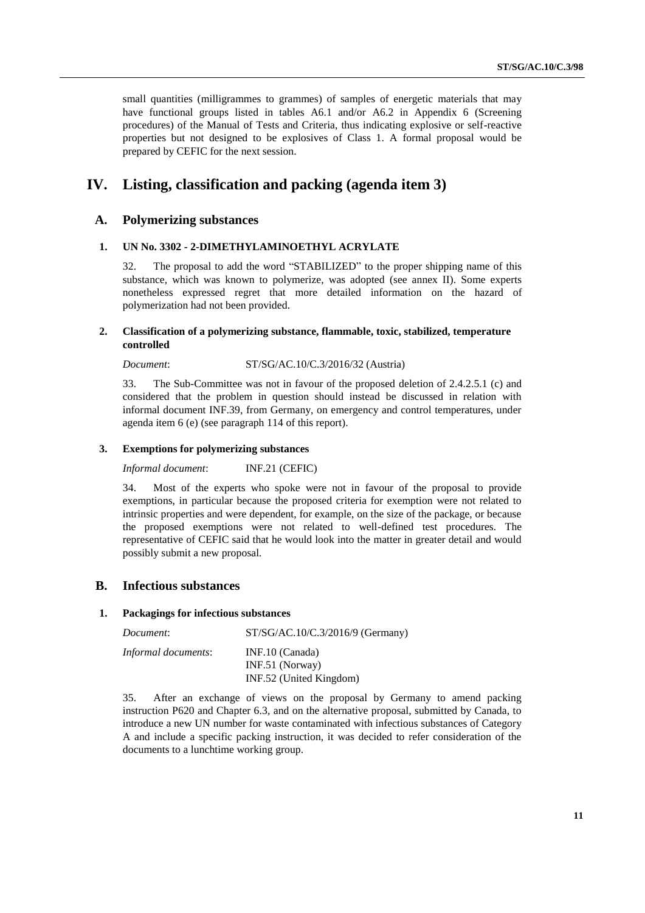small quantities (milligrammes to grammes) of samples of energetic materials that may have functional groups listed in tables A6.1 and/or A6.2 in Appendix 6 (Screening procedures) of the Manual of Tests and Criteria, thus indicating explosive or self-reactive properties but not designed to be explosives of Class 1. A formal proposal would be prepared by CEFIC for the next session.

# IV. Listing, classification and packing (agenda item 3)

## A. Polymerizing substances

### 1. UN No. 3302 - 2-DIMETHYLAMINOETHYL ACRYLATE

32. The proposal to add the word "STABILIZED" to the proper shipping name of this substance, which was known to polymerize, was adopted (see annex II). Some experts nonetheless expressed regret that more detailed information on the hazard of polymerization had not been provided.

### 2. Classification of a polymerizing substance, flammable, toxic, stabilized, temperature controlled

*Document*: ST/SG/AC.10/C.3/2016/32 (Austria)

33. The Sub-Committee was not in favour of the proposed deletion of 2.4.2.5.1 (c) and considered that the problem in question should instead be discussed in relation with informal document INF.39, from Germany, on emergency and control temperatures, under agenda item 6 (e) (see paragraph 114 of this report).

### 3. Exemptions for polymerizing substances

*Informal document*: INF.21 (CEFIC)

34. Most of the experts who spoke were not in favour of the proposal to provide exemptions, in particular because the proposed criteria for exemption were not related to intrinsic properties and were dependent, for example, on the size of the package, or because the proposed exemptions were not related to well-defined test procedures. The representative of CEFIC said that he would look into the matter in greater detail and would possibly submit a new proposal.

## B. Infectious substances

### 1. Packagings for infectious substances

*Document*: ST/SG/AC.10/C.3/2016/9 (Germany)

*Informal documents*: INF.10 (Canada)
INF.51 (Norway)
INF.52 (United Kingdom)

35. After an exchange of views on the proposal by Germany to amend packing instruction P620 and Chapter 6.3, and on the alternative proposal, submitted by Canada, to introduce a new UN number for waste contaminated with infectious substances of Category A and include a specific packing instruction, it was decided to refer consideration of the documents to a lunchtime working group.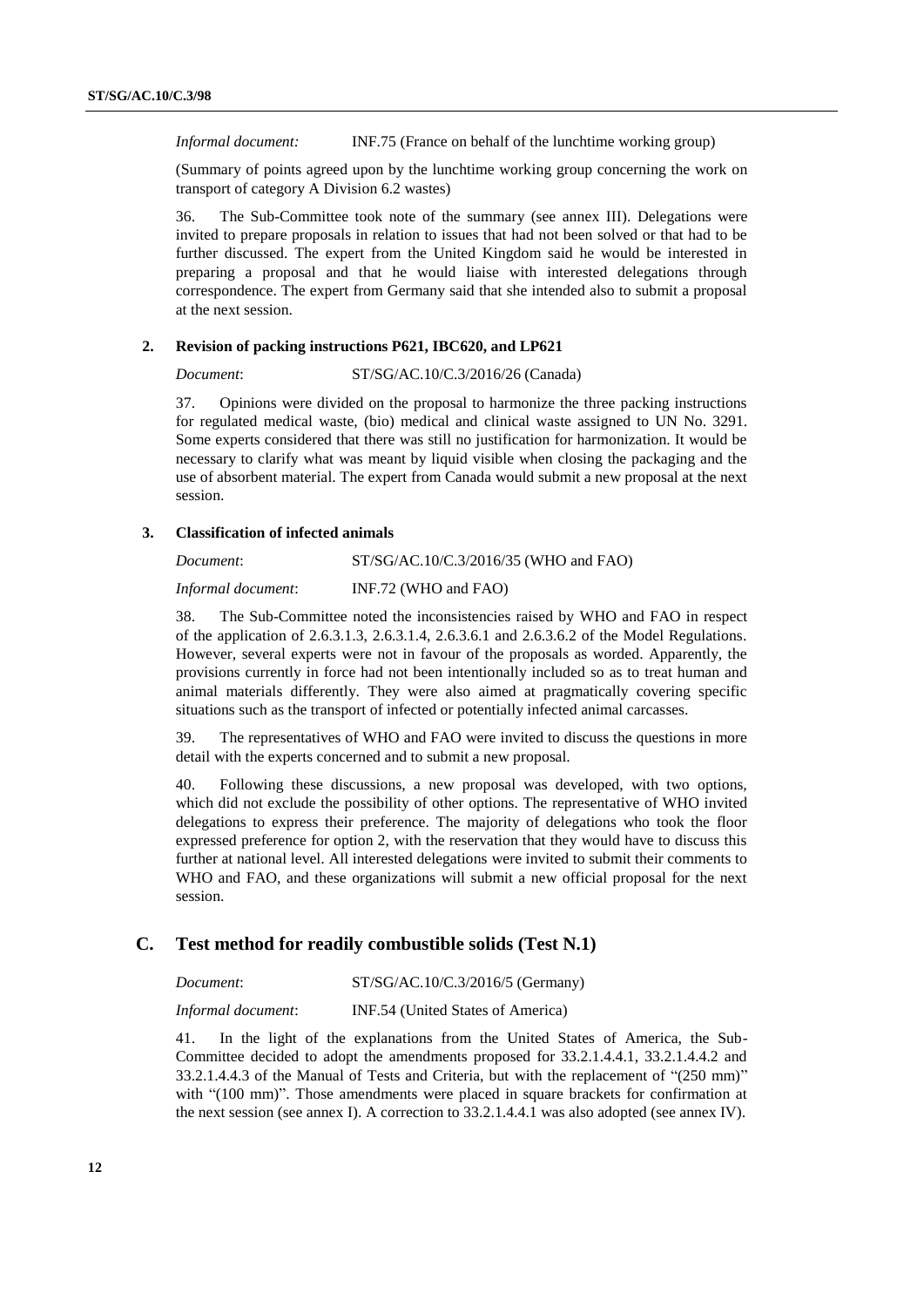*Informal document:* INF.75 (France on behalf of the lunchtime working group)

(Summary of points agreed upon by the lunchtime working group concerning the work on transport of category A Division 6.2 wastes)

36. The Sub-Committee took note of the summary (see annex III). Delegations were invited to prepare proposals in relation to issues that had not been solved or that had to be further discussed. The expert from the United Kingdom said he would be interested in preparing a proposal and that he would liaise with interested delegations through correspondence. The expert from Germany said that she intended also to submit a proposal at the next session.

### 2. Revision of packing instructions P621, IBC620, and LP621

*Document*: ST/SG/AC.10/C.3/2016/26 (Canada)

37. Opinions were divided on the proposal to harmonize the three packing instructions for regulated medical waste, (bio) medical and clinical waste assigned to UN No. 3291. Some experts considered that there was still no justification for harmonization. It would be necessary to clarify what was meant by liquid visible when closing the packaging and the use of absorbent material. The expert from Canada would submit a new proposal at the next session.

### 3. Classification of infected animals

*Document*: ST/SG/AC.10/C.3/2016/35 (WHO and FAO)

*Informal document*: INF.72 (WHO and FAO)

38. The Sub-Committee noted the inconsistencies raised by WHO and FAO in respect of the application of 2.6.3.1.3, 2.6.3.1.4, 2.6.3.6.1 and 2.6.3.6.2 of the Model Regulations. However, several experts were not in favour of the proposals as worded. Apparently, the provisions currently in force had not been intentionally included so as to treat human and animal materials differently. They were also aimed at pragmatically covering specific situations such as the transport of infected or potentially infected animal carcasses.

39. The representatives of WHO and FAO were invited to discuss the questions in more detail with the experts concerned and to submit a new proposal.

40. Following these discussions, a new proposal was developed, with two options, which did not exclude the possibility of other options. The representative of WHO invited delegations to express their preference. The majority of delegations who took the floor expressed preference for option 2, with the reservation that they would have to discuss this further at national level. All interested delegations were invited to submit their comments to WHO and FAO, and these organizations will submit a new official proposal for the next session.

## C. Test method for readily combustible solids (Test N.1)

*Document*: ST/SG/AC.10/C.3/2016/5 (Germany)

*Informal document*: INF.54 (United States of America)

41. In the light of the explanations from the United States of America, the Sub-Committee decided to adopt the amendments proposed for 33.2.1.4.4.1, 33.2.1.4.4.2 and 33.2.1.4.4.3 of the Manual of Tests and Criteria, but with the replacement of "(250 mm)" with "(100 mm)". Those amendments were placed in square brackets for confirmation at the next session (see annex I). A correction to 33.2.1.4.4.1 was also adopted (see annex IV).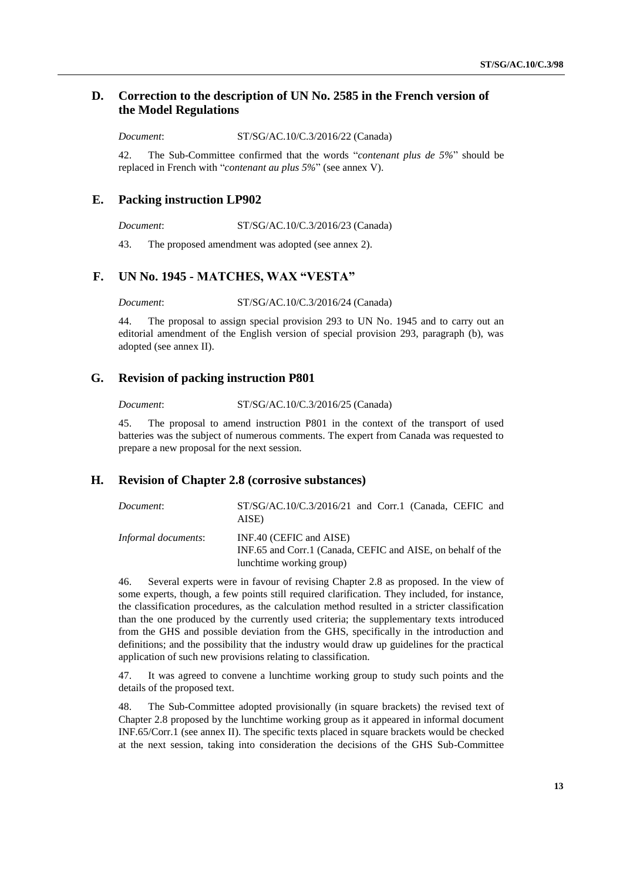## D. Correction to the description of UN No. 2585 in the French version of the Model Regulations

*Document*: ST/SG/AC.10/C.3/2016/22 (Canada)

42. The Sub-Committee confirmed that the words "*contenant plus de 5%*" should be replaced in French with "*contenant au plus 5%*" (see annex V).

## E. Packing instruction LP902

*Document*: ST/SG/AC.10/C.3/2016/23 (Canada)

43. The proposed amendment was adopted (see annex 2).

## F. UN No. 1945 - MATCHES, WAX "VESTA"

*Document*: ST/SG/AC.10/C.3/2016/24 (Canada)

44. The proposal to assign special provision 293 to UN No. 1945 and to carry out an editorial amendment of the English version of special provision 293, paragraph (b), was adopted (see annex II).

## G. Revision of packing instruction P801

*Document*: ST/SG/AC.10/C.3/2016/25 (Canada)

45. The proposal to amend instruction P801 in the context of the transport of used batteries was the subject of numerous comments. The expert from Canada was requested to prepare a new proposal for the next session.

## H. Revision of Chapter 2.8 (corrosive substances)

*Document*: ST/SG/AC.10/C.3/2016/21 and Corr.1 (Canada, CEFIC and AISE)

*Informal documents*: INF.40 (CEFIC and AISE)
INF.65 and Corr.1 (Canada, CEFIC and AISE, on behalf of the lunchtime working group)

46. Several experts were in favour of revising Chapter 2.8 as proposed. In the view of some experts, though, a few points still required clarification. They included, for instance, the classification procedures, as the calculation method resulted in a stricter classification than the one produced by the currently used criteria; the supplementary texts introduced from the GHS and possible deviation from the GHS, specifically in the introduction and definitions; and the possibility that the industry would draw up guidelines for the practical application of such new provisions relating to classification.

47. It was agreed to convene a lunchtime working group to study such points and the details of the proposed text.

48. The Sub-Committee adopted provisionally (in square brackets) the revised text of Chapter 2.8 proposed by the lunchtime working group as it appeared in informal document INF.65/Corr.1 (see annex II). The specific texts placed in square brackets would be checked at the next session, taking into consideration the decisions of the GHS Sub-Committee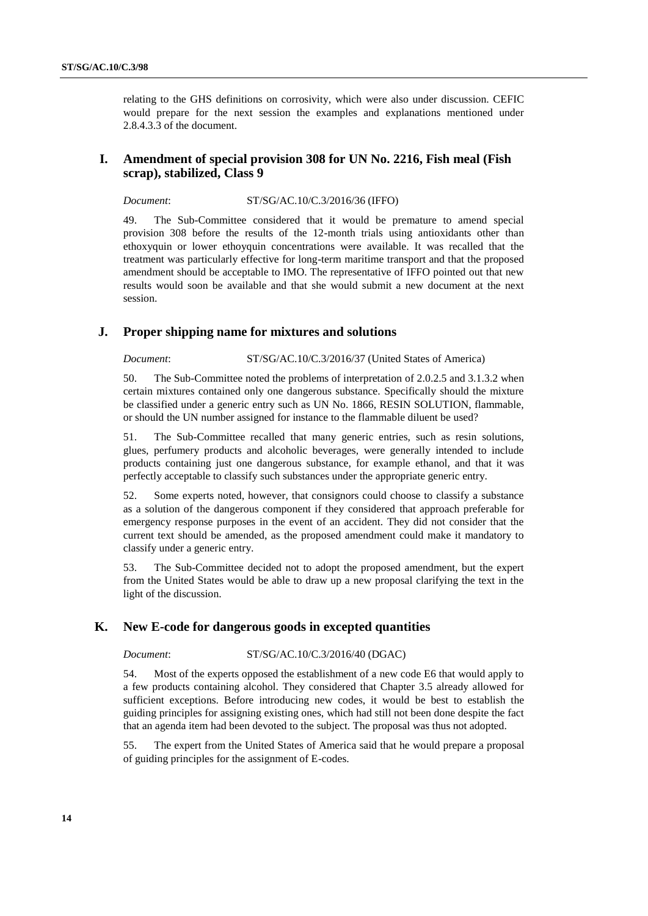relating to the GHS definitions on corrosivity, which were also under discussion. CEFIC would prepare for the next session the examples and explanations mentioned under 2.8.4.3.3 of the document.

## I. Amendment of special provision 308 for UN No. 2216, Fish meal (Fish scrap), stabilized, Class 9

*Document*: ST/SG/AC.10/C.3/2016/36 (IFFO)

49. The Sub-Committee considered that it would be premature to amend special provision 308 before the results of the 12-month trials using antioxidants other than ethoxyquin or lower ethoyquin concentrations were available. It was recalled that the treatment was particularly effective for long-term maritime transport and that the proposed amendment should be acceptable to IMO. The representative of IFFO pointed out that new results would soon be available and that she would submit a new document at the next session.

## J. Proper shipping name for mixtures and solutions

*Document*: ST/SG/AC.10/C.3/2016/37 (United States of America)

50. The Sub-Committee noted the problems of interpretation of 2.0.2.5 and 3.1.3.2 when certain mixtures contained only one dangerous substance. Specifically should the mixture be classified under a generic entry such as UN No. 1866, RESIN SOLUTION, flammable, or should the UN number assigned for instance to the flammable diluent be used?

51. The Sub-Committee recalled that many generic entries, such as resin solutions, glues, perfumery products and alcoholic beverages, were generally intended to include products containing just one dangerous substance, for example ethanol, and that it was perfectly acceptable to classify such substances under the appropriate generic entry.

52. Some experts noted, however, that consignors could choose to classify a substance as a solution of the dangerous component if they considered that approach preferable for emergency response purposes in the event of an accident. They did not consider that the current text should be amended, as the proposed amendment could make it mandatory to classify under a generic entry.

53. The Sub-Committee decided not to adopt the proposed amendment, but the expert from the United States would be able to draw up a new proposal clarifying the text in the light of the discussion.

## K. New E-code for dangerous goods in excepted quantities

*Document*: ST/SG/AC.10/C.3/2016/40 (DGAC)

54. Most of the experts opposed the establishment of a new code E6 that would apply to a few products containing alcohol. They considered that Chapter 3.5 already allowed for sufficient exceptions. Before introducing new codes, it would be best to establish the guiding principles for assigning existing ones, which had still not been done despite the fact that an agenda item had been devoted to the subject. The proposal was thus not adopted.

55. The expert from the United States of America said that he would prepare a proposal of guiding principles for the assignment of E-codes.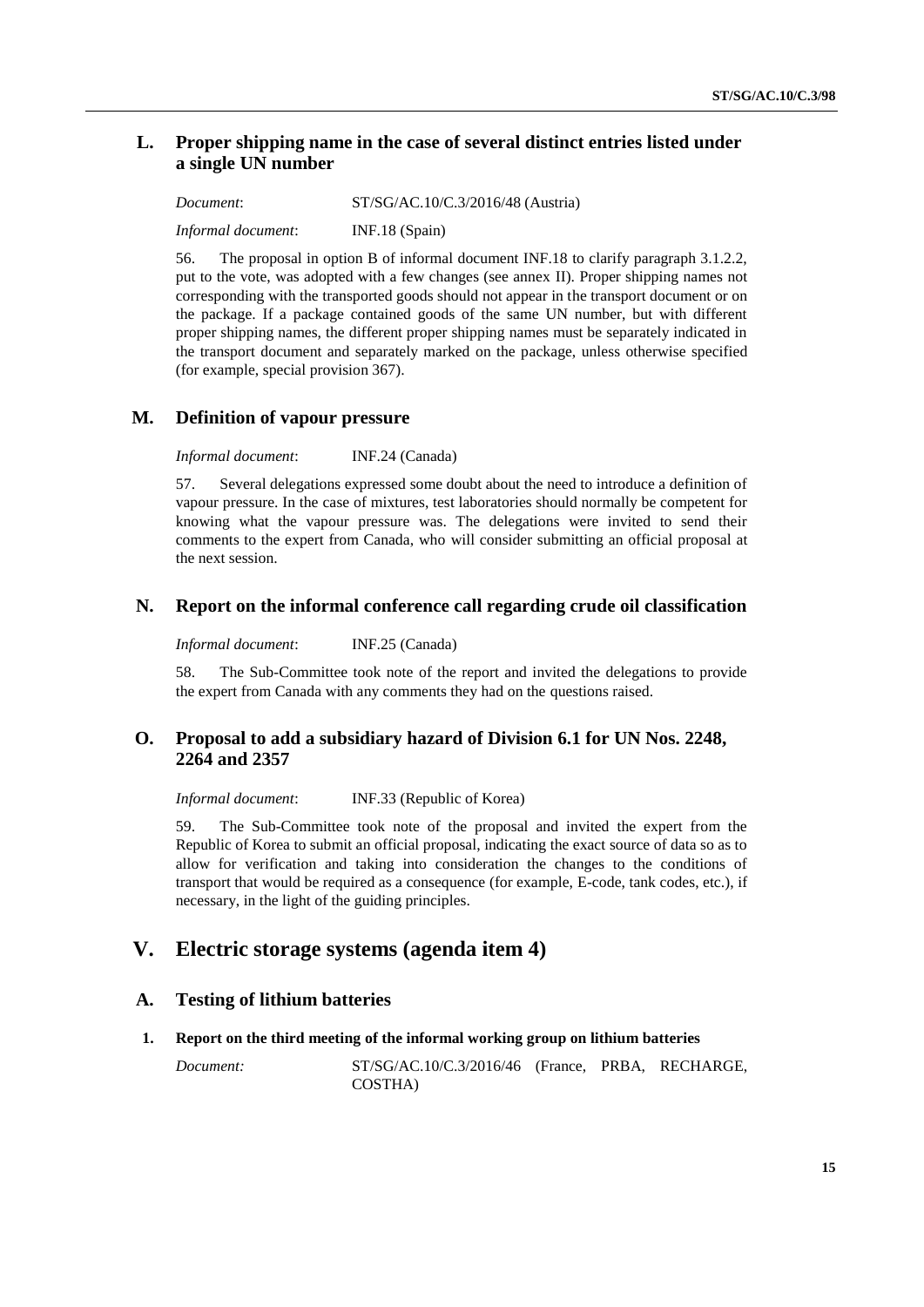## L. Proper shipping name in the case of several distinct entries listed under a single UN number

*Document*: ST/SG/AC.10/C.3/2016/48 (Austria)

*Informal document*: INF.18 (Spain)

56. The proposal in option B of informal document INF.18 to clarify paragraph 3.1.2.2, put to the vote, was adopted with a few changes (see annex II). Proper shipping names not corresponding with the transported goods should not appear in the transport document or on the package. If a package contained goods of the same UN number, but with different proper shipping names, the different proper shipping names must be separately indicated in the transport document and separately marked on the package, unless otherwise specified (for example, special provision 367).

## M. Definition of vapour pressure

*Informal document*: INF.24 (Canada)

57. Several delegations expressed some doubt about the need to introduce a definition of vapour pressure. In the case of mixtures, test laboratories should normally be competent for knowing what the vapour pressure was. The delegations were invited to send their comments to the expert from Canada, who will consider submitting an official proposal at the next session.

## N. Report on the informal conference call regarding crude oil classification

*Informal document*: INF.25 (Canada)

58. The Sub-Committee took note of the report and invited the delegations to provide the expert from Canada with any comments they had on the questions raised.

## O. Proposal to add a subsidiary hazard of Division 6.1 for UN Nos. 2248, 2264 and 2357

*Informal document*: INF.33 (Republic of Korea)

59. The Sub-Committee took note of the proposal and invited the expert from the Republic of Korea to submit an official proposal, indicating the exact source of data so as to allow for verification and taking into consideration the changes to the conditions of transport that would be required as a consequence (for example, E-code, tank codes, etc.), if necessary, in the light of the guiding principles.

# V. Electric storage systems (agenda item 4)

## A. Testing of lithium batteries

### 1. Report on the third meeting of the informal working group on lithium batteries

*Document:* ST/SG/AC.10/C.3/2016/46 (France, PRBA, RECHARGE, COSTHA)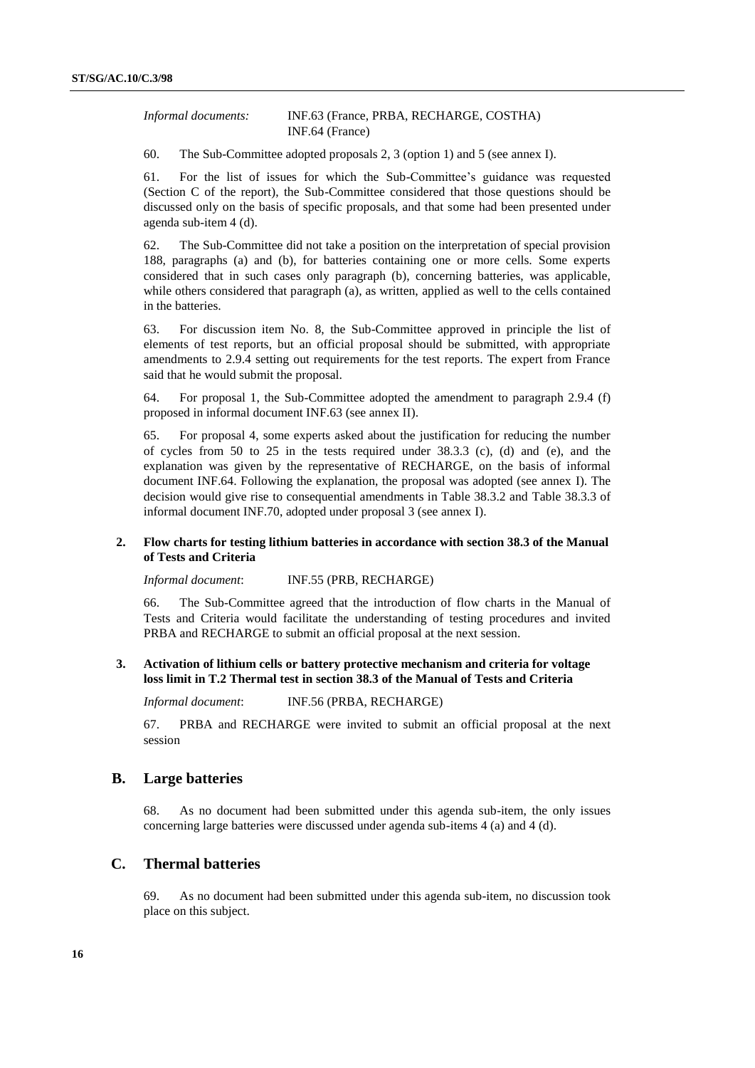*Informal documents:* INF.63 (France, PRBA, RECHARGE, COSTHA)
INF.64 (France)

60. The Sub-Committee adopted proposals 2, 3 (option 1) and 5 (see annex I).

61. For the list of issues for which the Sub-Committee's guidance was requested (Section C of the report), the Sub-Committee considered that those questions should be discussed only on the basis of specific proposals, and that some had been presented under agenda sub-item 4 (d).

62. The Sub-Committee did not take a position on the interpretation of special provision 188, paragraphs (a) and (b), for batteries containing one or more cells. Some experts considered that in such cases only paragraph (b), concerning batteries, was applicable, while others considered that paragraph (a), as written, applied as well to the cells contained in the batteries.

63. For discussion item No. 8, the Sub-Committee approved in principle the list of elements of test reports, but an official proposal should be submitted, with appropriate amendments to 2.9.4 setting out requirements for the test reports. The expert from France said that he would submit the proposal.

64. For proposal 1, the Sub-Committee adopted the amendment to paragraph 2.9.4 (f) proposed in informal document INF.63 (see annex II).

65. For proposal 4, some experts asked about the justification for reducing the number of cycles from 50 to 25 in the tests required under 38.3.3 (c), (d) and (e), and the explanation was given by the representative of RECHARGE, on the basis of informal document INF.64. Following the explanation, the proposal was adopted (see annex I). The decision would give rise to consequential amendments in Table 38.3.2 and Table 38.3.3 of informal document INF.70, adopted under proposal 3 (see annex I).

### 2. Flow charts for testing lithium batteries in accordance with section 38.3 of the Manual of Tests and Criteria

*Informal document*: INF.55 (PRB, RECHARGE)

66. The Sub-Committee agreed that the introduction of flow charts in the Manual of Tests and Criteria would facilitate the understanding of testing procedures and invited PRBA and RECHARGE to submit an official proposal at the next session.

### 3. Activation of lithium cells or battery protective mechanism and criteria for voltage loss limit in T.2 Thermal test in section 38.3 of the Manual of Tests and Criteria

*Informal document*: INF.56 (PRBA, RECHARGE)

67. PRBA and RECHARGE were invited to submit an official proposal at the next session

## B. Large batteries

68. As no document had been submitted under this agenda sub-item, the only issues concerning large batteries were discussed under agenda sub-items 4 (a) and 4 (d).

## C. Thermal batteries

69. As no document had been submitted under this agenda sub-item, no discussion took place on this subject.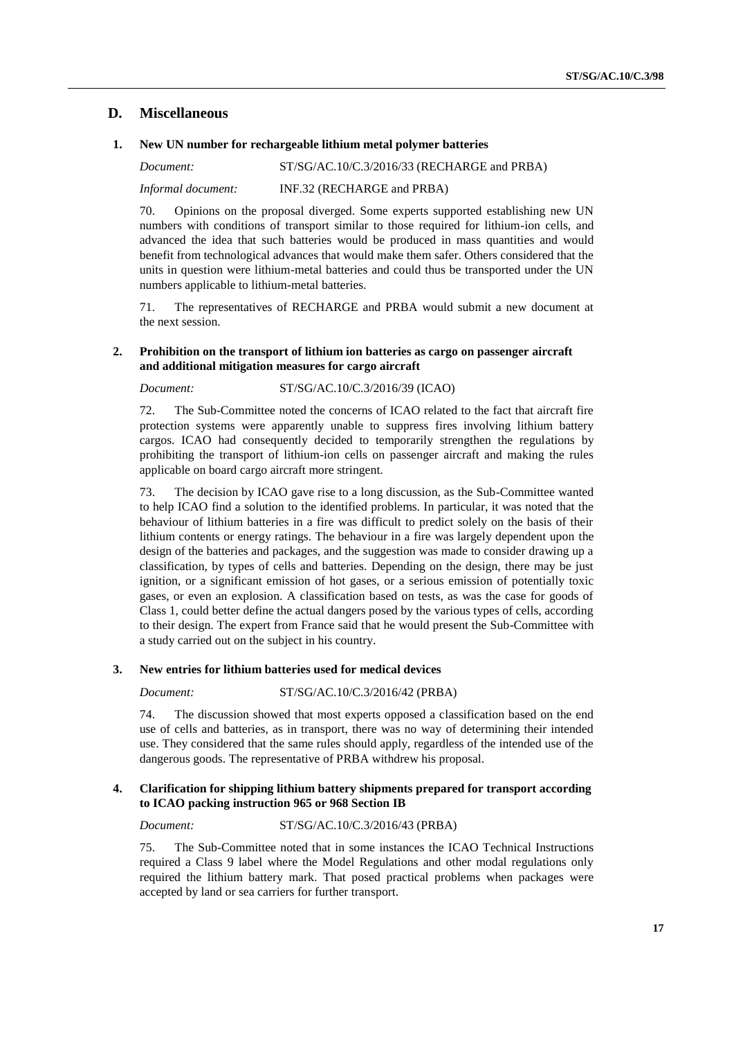## D. Miscellaneous

### 1. New UN number for rechargeable lithium metal polymer batteries

*Document:* ST/SG/AC.10/C.3/2016/33 (RECHARGE and PRBA)

*Informal document:* INF.32 (RECHARGE and PRBA)

70. Opinions on the proposal diverged. Some experts supported establishing new UN numbers with conditions of transport similar to those required for lithium-ion cells, and advanced the idea that such batteries would be produced in mass quantities and would benefit from technological advances that would make them safer. Others considered that the units in question were lithium-metal batteries and could thus be transported under the UN numbers applicable to lithium-metal batteries.

71. The representatives of RECHARGE and PRBA would submit a new document at the next session.

### 2. Prohibition on the transport of lithium ion batteries as cargo on passenger aircraft and additional mitigation measures for cargo aircraft

*Document:* ST/SG/AC.10/C.3/2016/39 (ICAO)

72. The Sub-Committee noted the concerns of ICAO related to the fact that aircraft fire protection systems were apparently unable to suppress fires involving lithium battery cargos. ICAO had consequently decided to temporarily strengthen the regulations by prohibiting the transport of lithium-ion cells on passenger aircraft and making the rules applicable on board cargo aircraft more stringent.

73. The decision by ICAO gave rise to a long discussion, as the Sub-Committee wanted to help ICAO find a solution to the identified problems. In particular, it was noted that the behaviour of lithium batteries in a fire was difficult to predict solely on the basis of their lithium contents or energy ratings. The behaviour in a fire was largely dependent upon the design of the batteries and packages, and the suggestion was made to consider drawing up a classification, by types of cells and batteries. Depending on the design, there may be just ignition, or a significant emission of hot gases, or a serious emission of potentially toxic gases, or even an explosion. A classification based on tests, as was the case for goods of Class 1, could better define the actual dangers posed by the various types of cells, according to their design. The expert from France said that he would present the Sub-Committee with a study carried out on the subject in his country.

### 3. New entries for lithium batteries used for medical devices

*Document:* ST/SG/AC.10/C.3/2016/42 (PRBA)

74. The discussion showed that most experts opposed a classification based on the end use of cells and batteries, as in transport, there was no way of determining their intended use. They considered that the same rules should apply, regardless of the intended use of the dangerous goods. The representative of PRBA withdrew his proposal.

### 4. Clarification for shipping lithium battery shipments prepared for transport according to ICAO packing instruction 965 or 968 Section IB

*Document:* ST/SG/AC.10/C.3/2016/43 (PRBA)

75. The Sub-Committee noted that in some instances the ICAO Technical Instructions required a Class 9 label where the Model Regulations and other modal regulations only required the lithium battery mark. That posed practical problems when packages were accepted by land or sea carriers for further transport.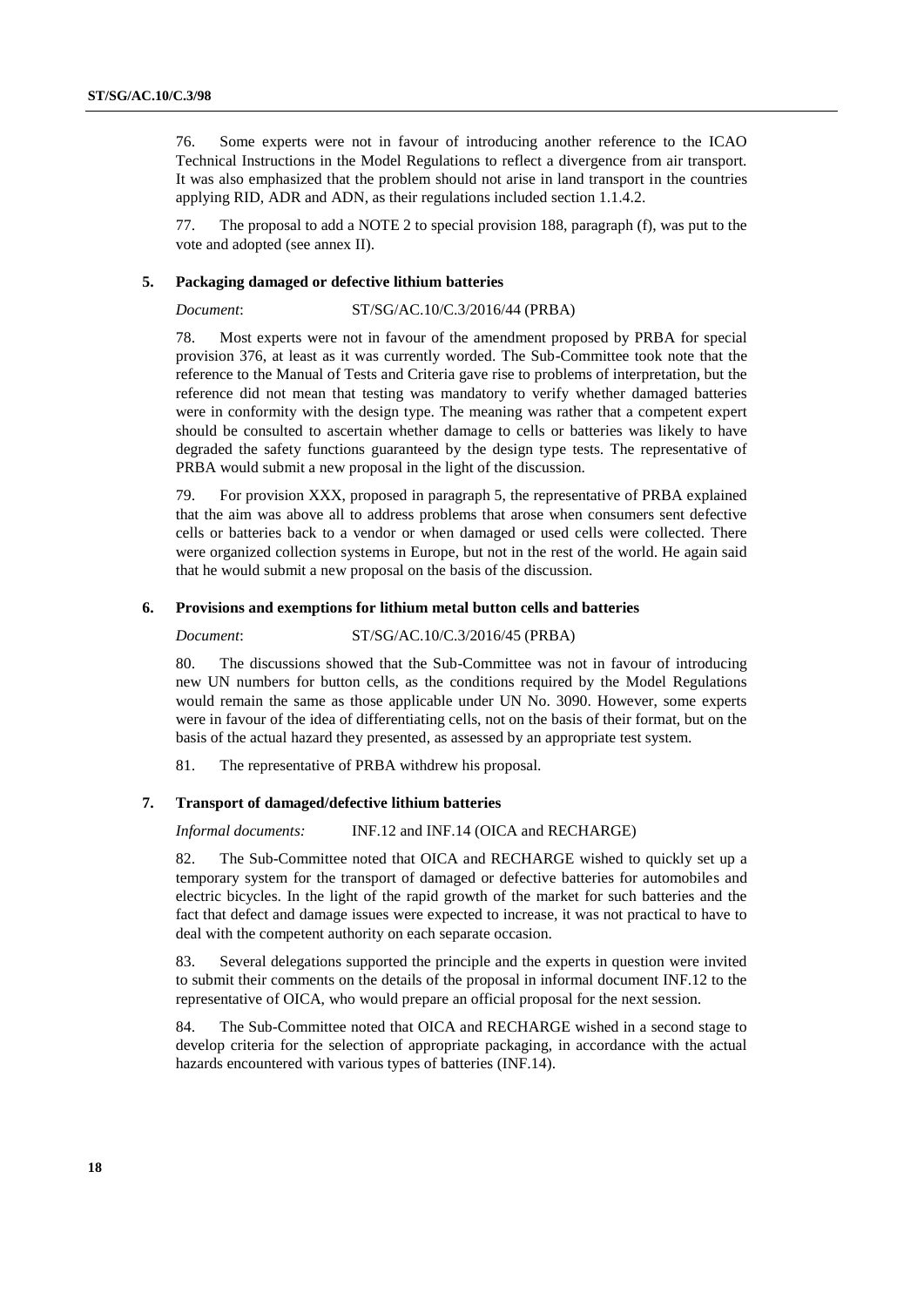76. Some experts were not in favour of introducing another reference to the ICAO Technical Instructions in the Model Regulations to reflect a divergence from air transport. It was also emphasized that the problem should not arise in land transport in the countries applying RID, ADR and ADN, as their regulations included section 1.1.4.2.

77. The proposal to add a NOTE 2 to special provision 188, paragraph (f), was put to the vote and adopted (see annex II).

### 5. Packaging damaged or defective lithium batteries

*Document*: ST/SG/AC.10/C.3/2016/44 (PRBA)

78. Most experts were not in favour of the amendment proposed by PRBA for special provision 376, at least as it was currently worded. The Sub-Committee took note that the reference to the Manual of Tests and Criteria gave rise to problems of interpretation, but the reference did not mean that testing was mandatory to verify whether damaged batteries were in conformity with the design type. The meaning was rather that a competent expert should be consulted to ascertain whether damage to cells or batteries was likely to have degraded the safety functions guaranteed by the design type tests. The representative of PRBA would submit a new proposal in the light of the discussion.

79. For provision XXX, proposed in paragraph 5, the representative of PRBA explained that the aim was above all to address problems that arose when consumers sent defective cells or batteries back to a vendor or when damaged or used cells were collected. There were organized collection systems in Europe, but not in the rest of the world. He again said that he would submit a new proposal on the basis of the discussion.

### 6. Provisions and exemptions for lithium metal button cells and batteries

*Document*: ST/SG/AC.10/C.3/2016/45 (PRBA)

80. The discussions showed that the Sub-Committee was not in favour of introducing new UN numbers for button cells, as the conditions required by the Model Regulations would remain the same as those applicable under UN No. 3090. However, some experts were in favour of the idea of differentiating cells, not on the basis of their format, but on the basis of the actual hazard they presented, as assessed by an appropriate test system.

81. The representative of PRBA withdrew his proposal.

### 7. Transport of damaged/defective lithium batteries

*Informal documents:* INF.12 and INF.14 (OICA and RECHARGE)

82. The Sub-Committee noted that OICA and RECHARGE wished to quickly set up a temporary system for the transport of damaged or defective batteries for automobiles and electric bicycles. In the light of the rapid growth of the market for such batteries and the fact that defect and damage issues were expected to increase, it was not practical to have to deal with the competent authority on each separate occasion.

83. Several delegations supported the principle and the experts in question were invited to submit their comments on the details of the proposal in informal document INF.12 to the representative of OICA, who would prepare an official proposal for the next session.

84. The Sub-Committee noted that OICA and RECHARGE wished in a second stage to develop criteria for the selection of appropriate packaging, in accordance with the actual hazards encountered with various types of batteries (INF.14).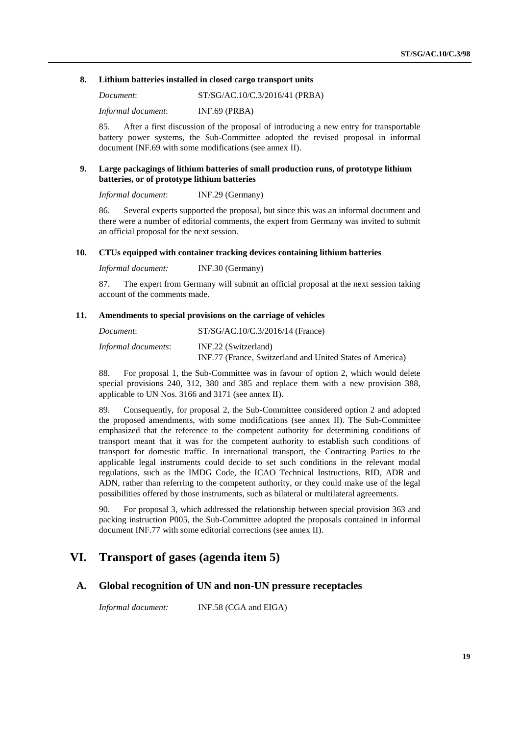### 8. Lithium batteries installed in closed cargo transport units

*Document*: ST/SG/AC.10/C.3/2016/41 (PRBA)

*Informal document*: INF.69 (PRBA)

85. After a first discussion of the proposal of introducing a new entry for transportable battery power systems, the Sub-Committee adopted the revised proposal in informal document INF.69 with some modifications (see annex II).

### 9. Large packagings of lithium batteries of small production runs, of prototype lithium batteries, or of prototype lithium batteries

*Informal document*: INF.29 (Germany)

86. Several experts supported the proposal, but since this was an informal document and there were a number of editorial comments, the expert from Germany was invited to submit an official proposal for the next session.

### 10. CTUs equipped with container tracking devices containing lithium batteries

*Informal document:* INF.30 (Germany)

87. The expert from Germany will submit an official proposal at the next session taking account of the comments made.

### 11. Amendments to special provisions on the carriage of vehicles

*Document*: ST/SG/AC.10/C.3/2016/14 (France)

*Informal documents*: INF.22 (Switzerland)
INF.77 (France, Switzerland and United States of America)

88. For proposal 1, the Sub-Committee was in favour of option 2, which would delete special provisions 240, 312, 380 and 385 and replace them with a new provision 388, applicable to UN Nos. 3166 and 3171 (see annex II).

89. Consequently, for proposal 2, the Sub-Committee considered option 2 and adopted the proposed amendments, with some modifications (see annex II). The Sub-Committee emphasized that the reference to the competent authority for determining conditions of transport meant that it was for the competent authority to establish such conditions of transport for domestic traffic. In international transport, the Contracting Parties to the applicable legal instruments could decide to set such conditions in the relevant modal regulations, such as the IMDG Code, the ICAO Technical Instructions, RID, ADR and ADN, rather than referring to the competent authority, or they could make use of the legal possibilities offered by those instruments, such as bilateral or multilateral agreements.

90. For proposal 3, which addressed the relationship between special provision 363 and packing instruction P005, the Sub-Committee adopted the proposals contained in informal document INF.77 with some editorial corrections (see annex II).

# VI. Transport of gases (agenda item 5)

## A. Global recognition of UN and non-UN pressure receptacles

*Informal document:* INF.58 (CGA and EIGA)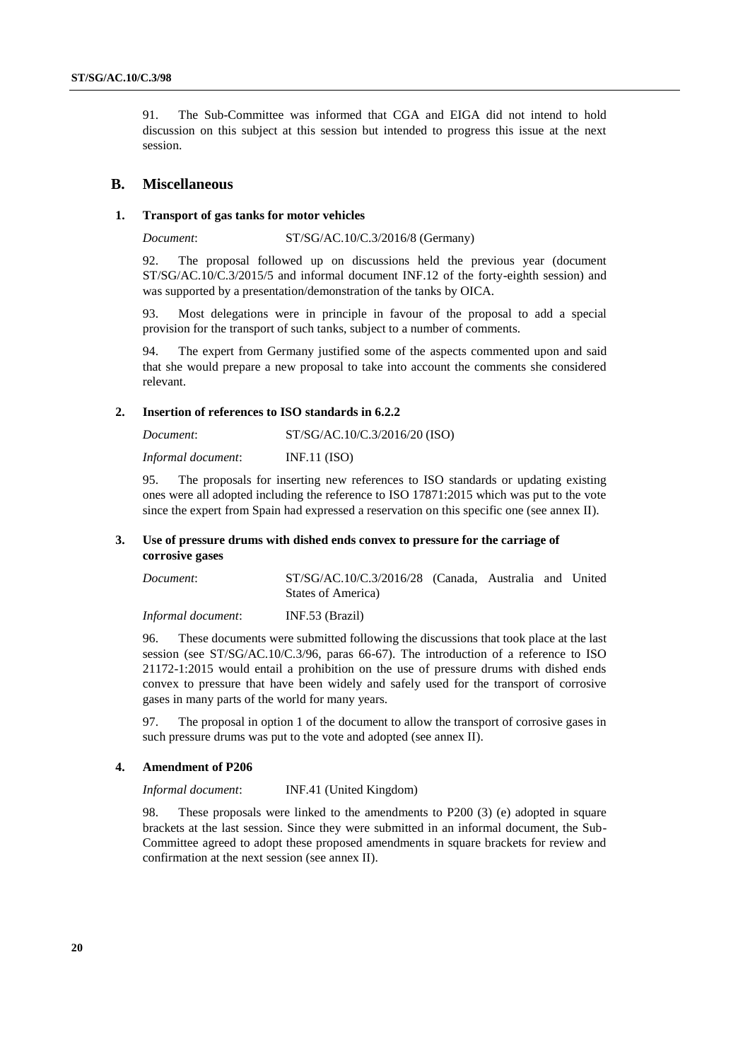91. The Sub-Committee was informed that CGA and EIGA did not intend to hold discussion on this subject at this session but intended to progress this issue at the next session.

## B. Miscellaneous

### 1. Transport of gas tanks for motor vehicles

*Document*: ST/SG/AC.10/C.3/2016/8 (Germany)

92. The proposal followed up on discussions held the previous year (document ST/SG/AC.10/C.3/2015/5 and informal document INF.12 of the forty-eighth session) and was supported by a presentation/demonstration of the tanks by OICA.

93. Most delegations were in principle in favour of the proposal to add a special provision for the transport of such tanks, subject to a number of comments.

94. The expert from Germany justified some of the aspects commented upon and said that she would prepare a new proposal to take into account the comments she considered relevant.

### 2. Insertion of references to ISO standards in 6.2.2

*Document*: ST/SG/AC.10/C.3/2016/20 (ISO)

*Informal document*: INF.11 (ISO)

95. The proposals for inserting new references to ISO standards or updating existing ones were all adopted including the reference to ISO 17871:2015 which was put to the vote since the expert from Spain had expressed a reservation on this specific one (see annex II).

### 3. Use of pressure drums with dished ends convex to pressure for the carriage of corrosive gases

*Document*: ST/SG/AC.10/C.3/2016/28 (Canada, Australia and United States of America)

*Informal document*: INF.53 (Brazil)

96. These documents were submitted following the discussions that took place at the last session (see ST/SG/AC.10/C.3/96, paras 66-67). The introduction of a reference to ISO 21172-1:2015 would entail a prohibition on the use of pressure drums with dished ends convex to pressure that have been widely and safely used for the transport of corrosive gases in many parts of the world for many years.

97. The proposal in option 1 of the document to allow the transport of corrosive gases in such pressure drums was put to the vote and adopted (see annex II).

### 4. Amendment of P206

*Informal document*: INF.41 (United Kingdom)

98. These proposals were linked to the amendments to P200 (3) (e) adopted in square brackets at the last session. Since they were submitted in an informal document, the Sub-Committee agreed to adopt these proposed amendments in square brackets for review and confirmation at the next session (see annex II).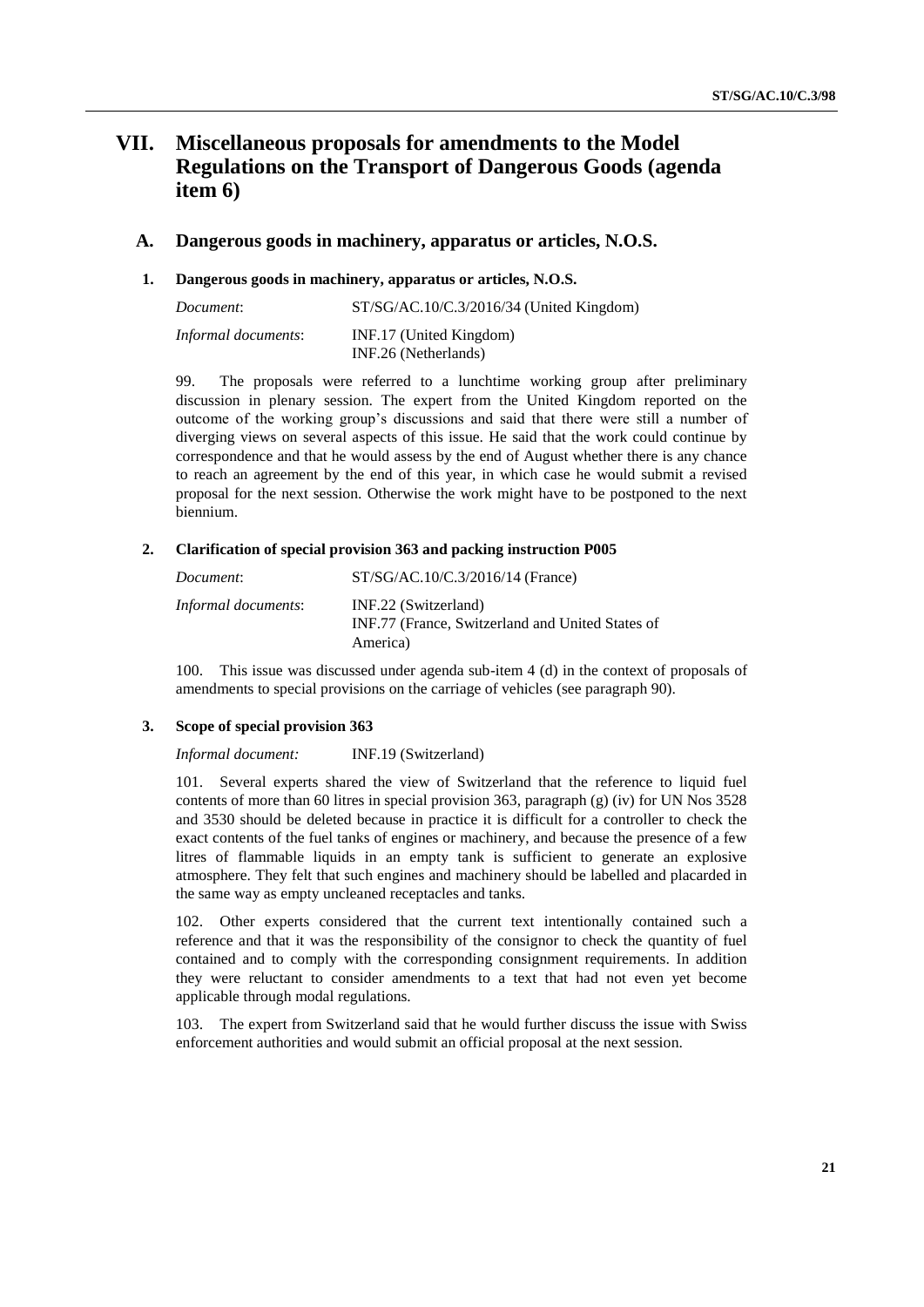# VII. Miscellaneous proposals for amendments to the Model Regulations on the Transport of Dangerous Goods (agenda item 6)

## A. Dangerous goods in machinery, apparatus or articles, N.O.S.

### 1. Dangerous goods in machinery, apparatus or articles, N.O.S.

| | |
|---|---|
| *Document*: | ST/SG/AC.10/C.3/2016/34 (United Kingdom) |
| *Informal documents*: | INF.17 (United Kingdom)<br>INF.26 (Netherlands) |

99. The proposals were referred to a lunchtime working group after preliminary discussion in plenary session. The expert from the United Kingdom reported on the outcome of the working group's discussions and said that there were still a number of diverging views on several aspects of this issue. He said that the work could continue by correspondence and that he would assess by the end of August whether there is any chance to reach an agreement by the end of this year, in which case he would submit a revised proposal for the next session. Otherwise the work might have to be postponed to the next biennium.

### 2. Clarification of special provision 363 and packing instruction P005

| | |
|---|---|
| *Document*: | ST/SG/AC.10/C.3/2016/14 (France) |
| *Informal documents*: | INF.22 (Switzerland)<br>INF.77 (France, Switzerland and United States of America) |

100. This issue was discussed under agenda sub-item 4 (d) in the context of proposals of amendments to special provisions on the carriage of vehicles (see paragraph 90).

### 3. Scope of special provision 363

*Informal document:* INF.19 (Switzerland)

101. Several experts shared the view of Switzerland that the reference to liquid fuel contents of more than 60 litres in special provision 363, paragraph (g) (iv) for UN Nos 3528 and 3530 should be deleted because in practice it is difficult for a controller to check the exact contents of the fuel tanks of engines or machinery, and because the presence of a few litres of flammable liquids in an empty tank is sufficient to generate an explosive atmosphere. They felt that such engines and machinery should be labelled and placarded in the same way as empty uncleaned receptacles and tanks.

102. Other experts considered that the current text intentionally contained such a reference and that it was the responsibility of the consignor to check the quantity of fuel contained and to comply with the corresponding consignment requirements. In addition they were reluctant to consider amendments to a text that had not even yet become applicable through modal regulations.

103. The expert from Switzerland said that he would further discuss the issue with Swiss enforcement authorities and would submit an official proposal at the next session.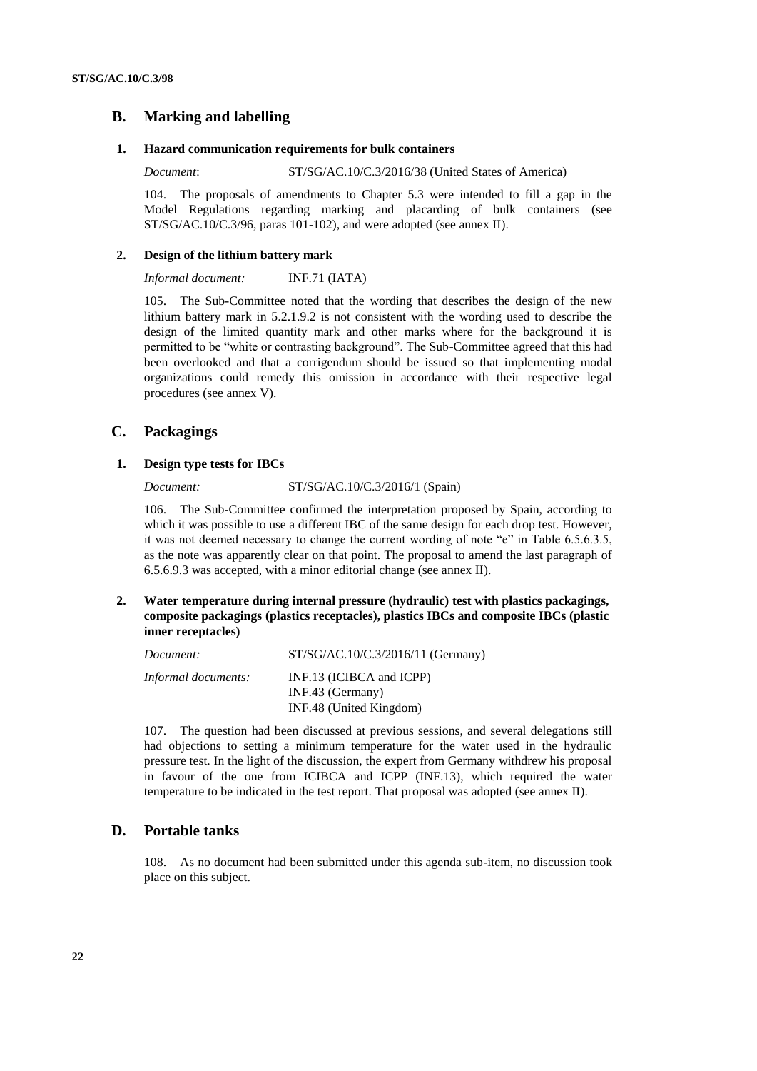## B. Marking and labelling

### 1. Hazard communication requirements for bulk containers

*Document*: ST/SG/AC.10/C.3/2016/38 (United States of America)

104. The proposals of amendments to Chapter 5.3 were intended to fill a gap in the Model Regulations regarding marking and placarding of bulk containers (see ST/SG/AC.10/C.3/96, paras 101-102), and were adopted (see annex II).

### 2. Design of the lithium battery mark

*Informal document:* INF.71 (IATA)

105. The Sub-Committee noted that the wording that describes the design of the new lithium battery mark in 5.2.1.9.2 is not consistent with the wording used to describe the design of the limited quantity mark and other marks where for the background it is permitted to be "white or contrasting background". The Sub-Committee agreed that this had been overlooked and that a corrigendum should be issued so that implementing modal organizations could remedy this omission in accordance with their respective legal procedures (see annex V).

## C. Packagings

### 1. Design type tests for IBCs

*Document:* ST/SG/AC.10/C.3/2016/1 (Spain)

106. The Sub-Committee confirmed the interpretation proposed by Spain, according to which it was possible to use a different IBC of the same design for each drop test. However, it was not deemed necessary to change the current wording of note "e" in Table 6.5.6.3.5, as the note was apparently clear on that point. The proposal to amend the last paragraph of 6.5.6.9.3 was accepted, with a minor editorial change (see annex II).

### 2. Water temperature during internal pressure (hydraulic) test with plastics packagings, composite packagings (plastics receptacles), plastics IBCs and composite IBCs (plastic inner receptacles)

*Document:* ST/SG/AC.10/C.3/2016/11 (Germany)

*Informal documents:* INF.13 (ICIBCA and ICPP)
INF.43 (Germany)
INF.48 (United Kingdom)

107. The question had been discussed at previous sessions, and several delegations still had objections to setting a minimum temperature for the water used in the hydraulic pressure test. In the light of the discussion, the expert from Germany withdrew his proposal in favour of the one from ICIBCA and ICPP (INF.13), which required the water temperature to be indicated in the test report. That proposal was adopted (see annex II).

## D. Portable tanks

108. As no document had been submitted under this agenda sub-item, no discussion took place on this subject.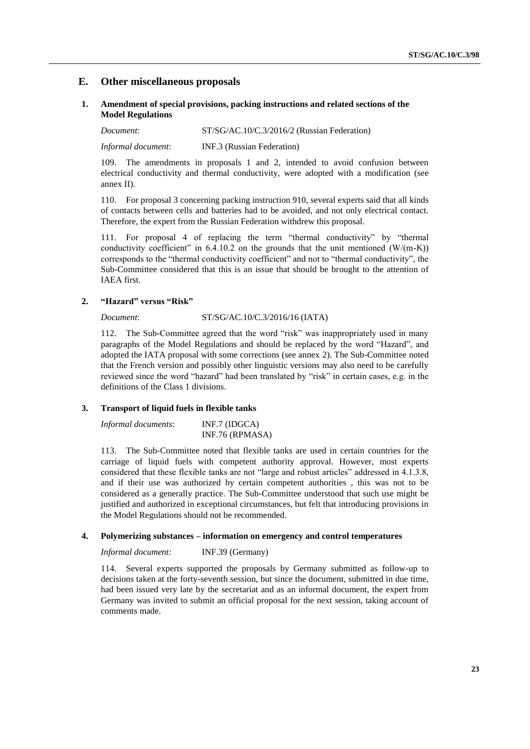## E. Other miscellaneous proposals

### 1. Amendment of special provisions, packing instructions and related sections of the Model Regulations

*Document*: ST/SG/AC.10/C.3/2016/2 (Russian Federation)

*Informal document*: INF.3 (Russian Federation)

109. The amendments in proposals 1 and 2, intended to avoid confusion between electrical conductivity and thermal conductivity, were adopted with a modification (see annex II).

110. For proposal 3 concerning packing instruction 910, several experts said that all kinds of contacts between cells and batteries had to be avoided, and not only electrical contact. Therefore, the expert from the Russian Federation withdrew this proposal.

111. For proposal 4 of replacing the term "thermal conductivity" by "thermal conductivity coefficient" in 6.4.10.2 on the grounds that the unit mentioned (W/(m-K)) corresponds to the "thermal conductivity coefficient" and not to "thermal conductivity", the Sub-Committee considered that this is an issue that should be brought to the attention of IAEA first.

### 2. "Hazard" versus "Risk"

*Document*: ST/SG/AC.10/C.3/2016/16 (IATA)

112. The Sub-Committee agreed that the word "risk" was inappropriately used in many paragraphs of the Model Regulations and should be replaced by the word "Hazard", and adopted the IATA proposal with some corrections (see annex 2). The Sub-Committee noted that the French version and possibly other linguistic versions may also need to be carefully reviewed since the word "hazard" had been translated by "risk" in certain cases, e.g. in the definitions of the Class 1 divisions.

### 3. Transport of liquid fuels in flexible tanks

*Informal documents*: INF.7 (IDGCA)
INF.76 (RPMASA)

113. The Sub-Committee noted that flexible tanks are used in certain countries for the carriage of liquid fuels with competent authority approval. However, most experts considered that these flexible tanks are not "large and robust articles" addressed in 4.1.3.8, and if their use was authorized by certain competent authorities , this was not to be considered as a generally practice. The Sub-Committee understood that such use might be justified and authorized in exceptional circumstances, but felt that introducing provisions in the Model Regulations should not be recommended.

### 4. Polymerizing substances – information on emergency and control temperatures

*Informal document:* INF.39 (Germany)

114. Several experts supported the proposals by Germany submitted as follow-up to decisions taken at the forty-seventh session, but since the document, submitted in due time, had been issued very late by the secretariat and as an informal document, the expert from Germany was invited to submit an official proposal for the next session, taking account of comments made.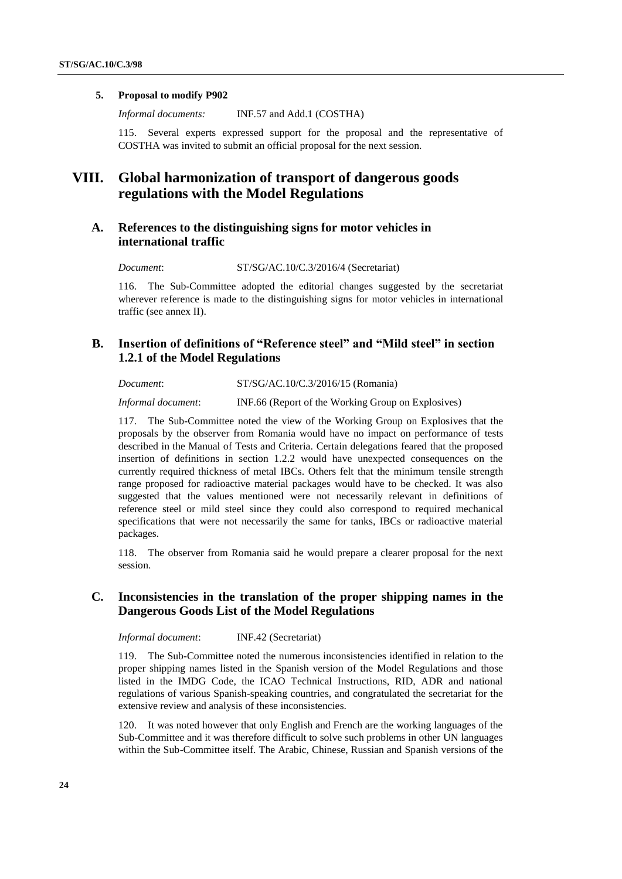### 5. Proposal to modify P902

*Informal documents:* INF.57 and Add.1 (COSTHA)

115. Several experts expressed support for the proposal and the representative of COSTHA was invited to submit an official proposal for the next session.

# VIII. Global harmonization of transport of dangerous goods regulations with the Model Regulations

## A. References to the distinguishing signs for motor vehicles in international traffic

*Document*: ST/SG/AC.10/C.3/2016/4 (Secretariat)

116. The Sub-Committee adopted the editorial changes suggested by the secretariat wherever reference is made to the distinguishing signs for motor vehicles in international traffic (see annex II).

## B. Insertion of definitions of "Reference steel" and "Mild steel" in section 1.2.1 of the Model Regulations

*Document*: ST/SG/AC.10/C.3/2016/15 (Romania)

*Informal document*: INF.66 (Report of the Working Group on Explosives)

117. The Sub-Committee noted the view of the Working Group on Explosives that the proposals by the observer from Romania would have no impact on performance of tests described in the Manual of Tests and Criteria. Certain delegations feared that the proposed insertion of definitions in section 1.2.2 would have unexpected consequences on the currently required thickness of metal IBCs. Others felt that the minimum tensile strength range proposed for radioactive material packages would have to be checked. It was also suggested that the values mentioned were not necessarily relevant in definitions of reference steel or mild steel since they could also correspond to required mechanical specifications that were not necessarily the same for tanks, IBCs or radioactive material packages.

118. The observer from Romania said he would prepare a clearer proposal for the next session.

## C. Inconsistencies in the translation of the proper shipping names in the Dangerous Goods List of the Model Regulations

*Informal document*: INF.42 (Secretariat)

119. The Sub-Committee noted the numerous inconsistencies identified in relation to the proper shipping names listed in the Spanish version of the Model Regulations and those listed in the IMDG Code, the ICAO Technical Instructions, RID, ADR and national regulations of various Spanish-speaking countries, and congratulated the secretariat for the extensive review and analysis of these inconsistencies.

120. It was noted however that only English and French are the working languages of the Sub-Committee and it was therefore difficult to solve such problems in other UN languages within the Sub-Committee itself. The Arabic, Chinese, Russian and Spanish versions of the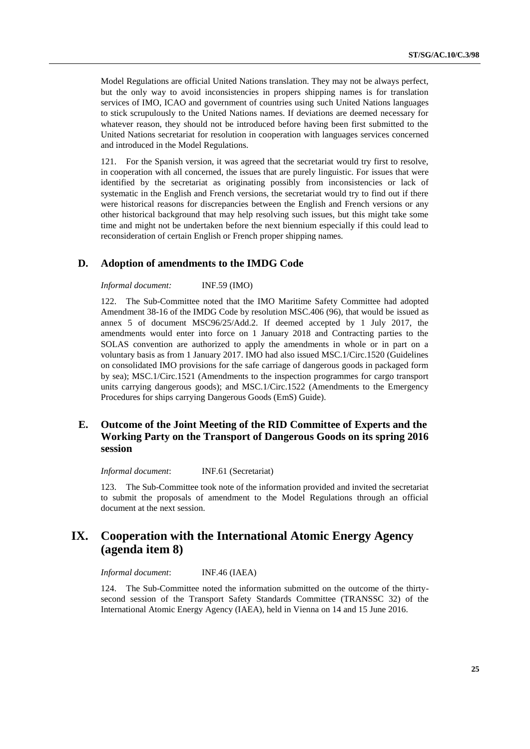Model Regulations are official United Nations translation. They may not be always perfect, but the only way to avoid inconsistencies in propers shipping names is for translation services of IMO, ICAO and government of countries using such United Nations languages to stick scrupulously to the United Nations names. If deviations are deemed necessary for whatever reason, they should not be introduced before having been first submitted to the United Nations secretariat for resolution in cooperation with languages services concerned and introduced in the Model Regulations.

121. For the Spanish version, it was agreed that the secretariat would try first to resolve, in cooperation with all concerned, the issues that are purely linguistic. For issues that were identified by the secretariat as originating possibly from inconsistencies or lack of systematic in the English and French versions, the secretariat would try to find out if there were historical reasons for discrepancies between the English and French versions or any other historical background that may help resolving such issues, but this might take some time and might not be undertaken before the next biennium especially if this could lead to reconsideration of certain English or French proper shipping names.

## D. Adoption of amendments to the IMDG Code

*Informal document:* INF.59 (IMO)

122. The Sub-Committee noted that the IMO Maritime Safety Committee had adopted Amendment 38-16 of the IMDG Code by resolution MSC.406 (96), that would be issued as annex 5 of document MSC96/25/Add.2. If deemed accepted by 1 July 2017, the amendments would enter into force on 1 January 2018 and Contracting parties to the SOLAS convention are authorized to apply the amendments in whole or in part on a voluntary basis as from 1 January 2017. IMO had also issued MSC.1/Circ.1520 (Guidelines on consolidated IMO provisions for the safe carriage of dangerous goods in packaged form by sea); MSC.1/Circ.1521 (Amendments to the inspection programmes for cargo transport units carrying dangerous goods); and MSC.1/Circ.1522 (Amendments to the Emergency Procedures for ships carrying Dangerous Goods (EmS) Guide).

## E. Outcome of the Joint Meeting of the RID Committee of Experts and the Working Party on the Transport of Dangerous Goods on its spring 2016 session

*Informal document*: INF.61 (Secretariat)

123. The Sub-Committee took note of the information provided and invited the secretariat to submit the proposals of amendment to the Model Regulations through an official document at the next session.

# IX. Cooperation with the International Atomic Energy Agency (agenda item 8)

*Informal document*: INF.46 (IAEA)

124. The Sub-Committee noted the information submitted on the outcome of the thirty-second session of the Transport Safety Standards Committee (TRANSSC 32) of the International Atomic Energy Agency (IAEA), held in Vienna on 14 and 15 June 2016.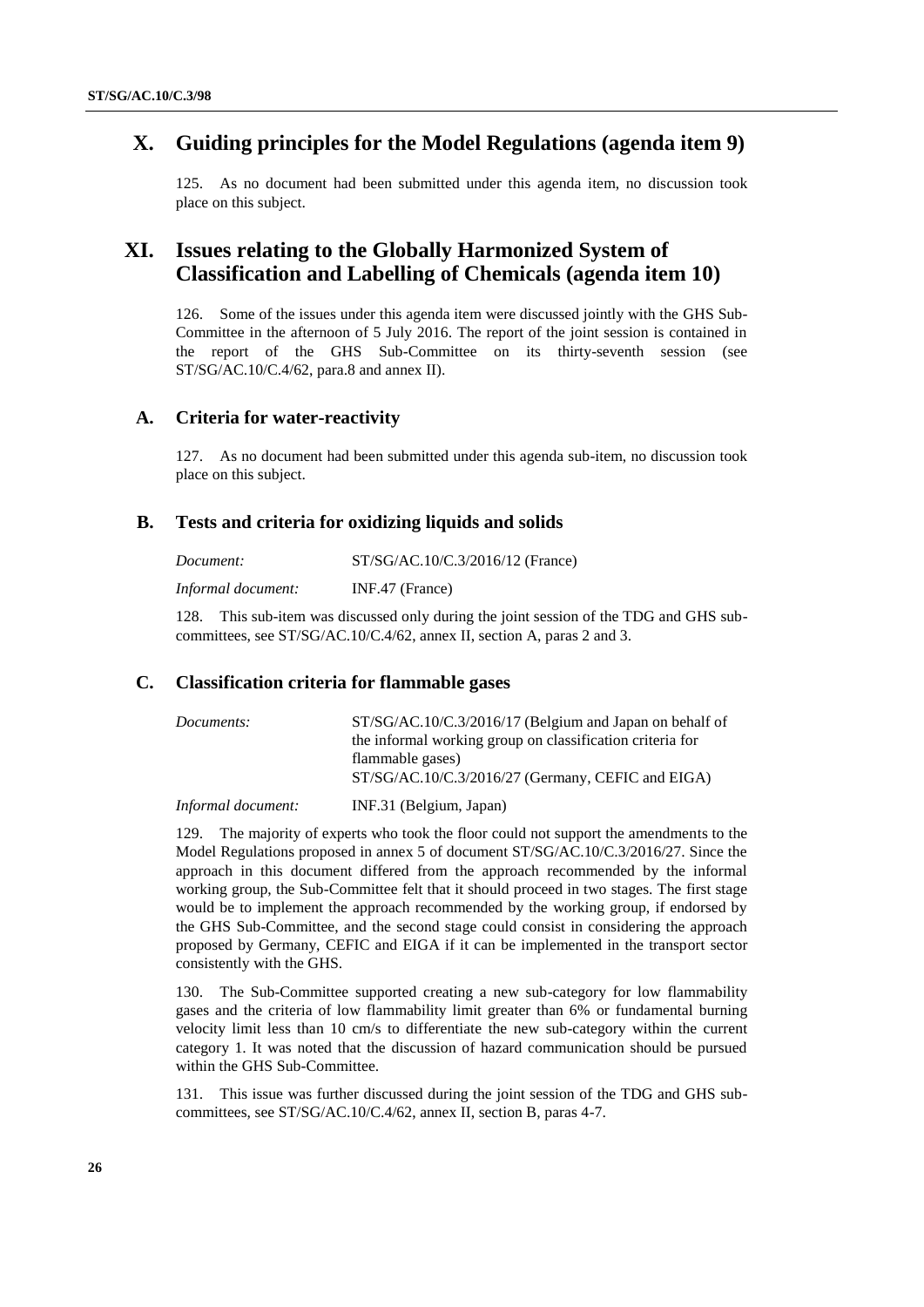# X. Guiding principles for the Model Regulations (agenda item 9)

125. As no document had been submitted under this agenda item, no discussion took place on this subject.

# XI. Issues relating to the Globally Harmonized System of Classification and Labelling of Chemicals (agenda item 10)

126. Some of the issues under this agenda item were discussed jointly with the GHS Sub-Committee in the afternoon of 5 July 2016. The report of the joint session is contained in the report of the GHS Sub-Committee on its thirty-seventh session (see ST/SG/AC.10/C.4/62, para.8 and annex II).

## A. Criteria for water-reactivity

127. As no document had been submitted under this agenda sub-item, no discussion took place on this subject.

## B. Tests and criteria for oxidizing liquids and solids

| | |
|---|---|
| *Document:* | ST/SG/AC.10/C.3/2016/12 (France) |
| *Informal document:* | INF.47 (France) |

128. This sub-item was discussed only during the joint session of the TDG and GHS sub-committees, see ST/SG/AC.10/C.4/62, annex II, section A, paras 2 and 3.

## C. Classification criteria for flammable gases

| | |
|---|---|
| *Documents:* | ST/SG/AC.10/C.3/2016/17 (Belgium and Japan on behalf of the informal working group on classification criteria for flammable gases)<br>ST/SG/AC.10/C.3/2016/27 (Germany, CEFIC and EIGA) |
| *Informal document:* | INF.31 (Belgium, Japan) |

129. The majority of experts who took the floor could not support the amendments to the Model Regulations proposed in annex 5 of document ST/SG/AC.10/C.3/2016/27. Since the approach in this document differed from the approach recommended by the informal working group, the Sub-Committee felt that it should proceed in two stages. The first stage would be to implement the approach recommended by the working group, if endorsed by the GHS Sub-Committee, and the second stage could consist in considering the approach proposed by Germany, CEFIC and EIGA if it can be implemented in the transport sector consistently with the GHS.

130. The Sub-Committee supported creating a new sub-category for low flammability gases and the criteria of low flammability limit greater than 6% or fundamental burning velocity limit less than 10 cm/s to differentiate the new sub-category within the current category 1. It was noted that the discussion of hazard communication should be pursued within the GHS Sub-Committee.

131. This issue was further discussed during the joint session of the TDG and GHS sub-committees, see ST/SG/AC.10/C.4/62, annex II, section B, paras 4-7.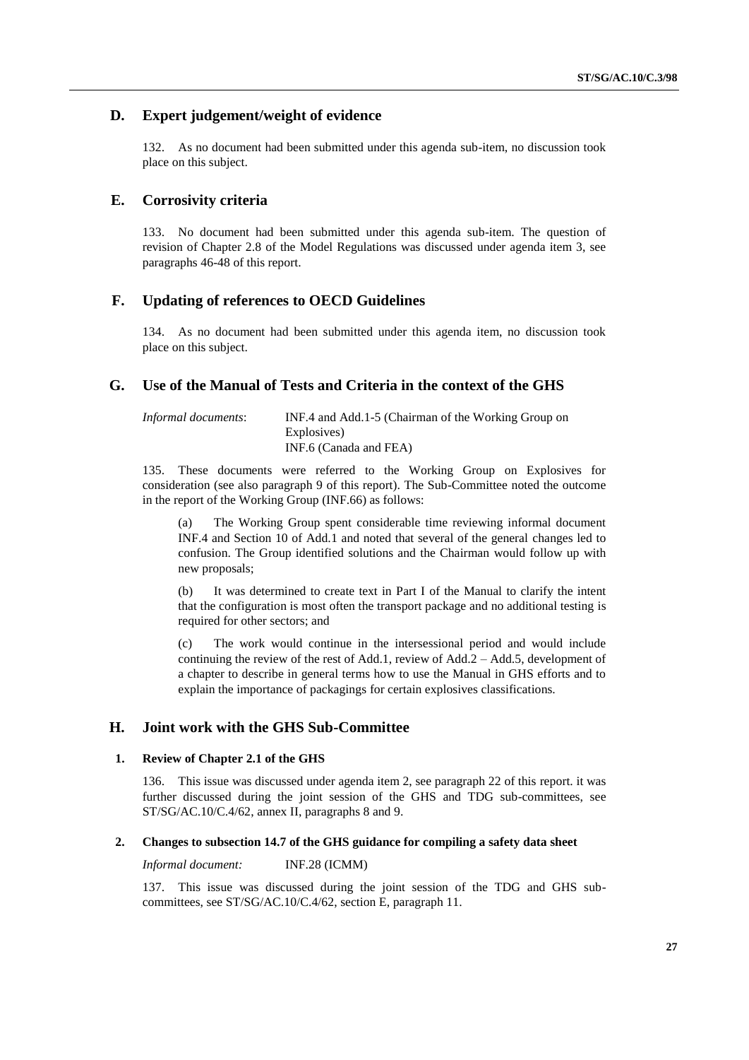## D. Expert judgement/weight of evidence

132. As no document had been submitted under this agenda sub-item, no discussion took place on this subject.

## E. Corrosivity criteria

133. No document had been submitted under this agenda sub-item. The question of revision of Chapter 2.8 of the Model Regulations was discussed under agenda item 3, see paragraphs 46-48 of this report.

## F. Updating of references to OECD Guidelines

134. As no document had been submitted under this agenda item, no discussion took place on this subject.

## G. Use of the Manual of Tests and Criteria in the context of the GHS

*Informal documents*: INF.4 and Add.1-5 (Chairman of the Working Group on Explosives)
INF.6 (Canada and FEA)

135. These documents were referred to the Working Group on Explosives for consideration (see also paragraph 9 of this report). The Sub-Committee noted the outcome in the report of the Working Group (INF.66) as follows:

(a) The Working Group spent considerable time reviewing informal document INF.4 and Section 10 of Add.1 and noted that several of the general changes led to confusion. The Group identified solutions and the Chairman would follow up with new proposals;

(b) It was determined to create text in Part I of the Manual to clarify the intent that the configuration is most often the transport package and no additional testing is required for other sectors; and

(c) The work would continue in the intersessional period and would include continuing the review of the rest of Add.1, review of Add.2 – Add.5, development of a chapter to describe in general terms how to use the Manual in GHS efforts and to explain the importance of packagings for certain explosives classifications.

## H. Joint work with the GHS Sub-Committee

### 1. Review of Chapter 2.1 of the GHS

136. This issue was discussed under agenda item 2, see paragraph 22 of this report. it was further discussed during the joint session of the GHS and TDG sub-committees, see ST/SG/AC.10/C.4/62, annex II, paragraphs 8 and 9.

### 2. Changes to subsection 14.7 of the GHS guidance for compiling a safety data sheet

*Informal document:* INF.28 (ICMM)

137. This issue was discussed during the joint session of the TDG and GHS sub-committees, see ST/SG/AC.10/C.4/62, section E, paragraph 11.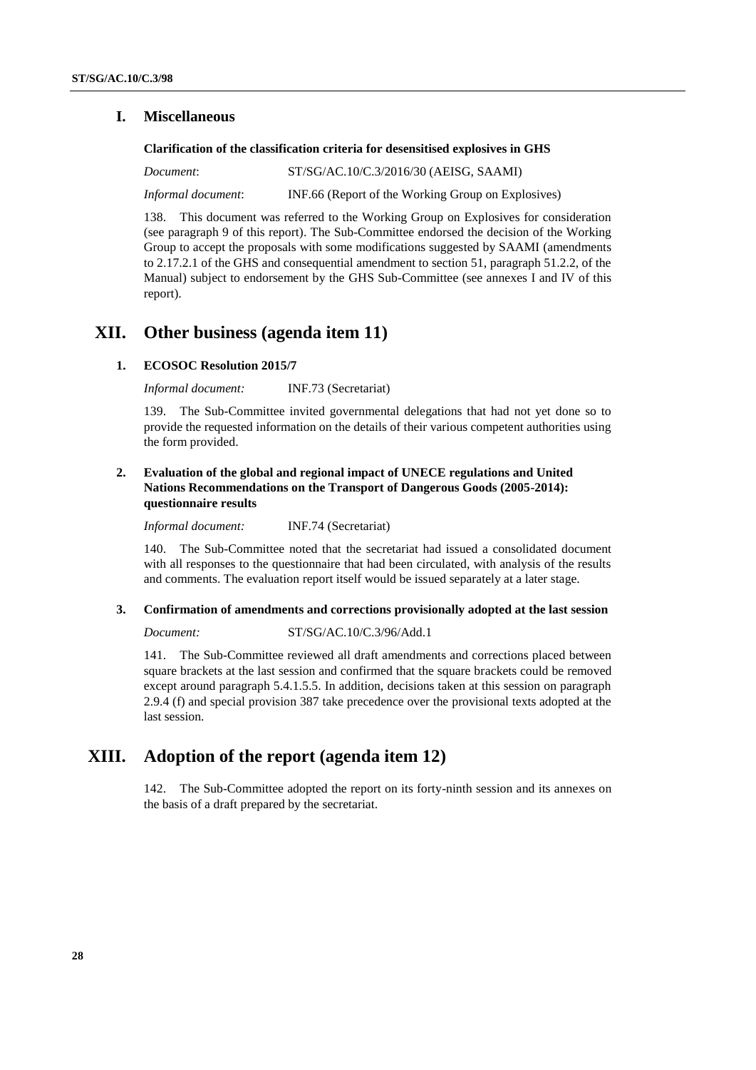## I. Miscellaneous

**Clarification of the classification criteria for desensitised explosives in GHS**

*Document*: ST/SG/AC.10/C.3/2016/30 (AEISG, SAAMI)

*Informal document*: INF.66 (Report of the Working Group on Explosives)

138. This document was referred to the Working Group on Explosives for consideration (see paragraph 9 of this report). The Sub-Committee endorsed the decision of the Working Group to accept the proposals with some modifications suggested by SAAMI (amendments to 2.17.2.1 of the GHS and consequential amendment to section 51, paragraph 51.2.2, of the Manual) subject to endorsement by the GHS Sub-Committee (see annexes I and IV of this report).

# XII. Other business (agenda item 11)

### 1. ECOSOC Resolution 2015/7

*Informal document:* INF.73 (Secretariat)

139. The Sub-Committee invited governmental delegations that had not yet done so to provide the requested information on the details of their various competent authorities using the form provided.

### 2. Evaluation of the global and regional impact of UNECE regulations and United Nations Recommendations on the Transport of Dangerous Goods (2005-2014): questionnaire results

*Informal document:* INF.74 (Secretariat)

140. The Sub-Committee noted that the secretariat had issued a consolidated document with all responses to the questionnaire that had been circulated, with analysis of the results and comments. The evaluation report itself would be issued separately at a later stage.

### 3. Confirmation of amendments and corrections provisionally adopted at the last session

*Document:* ST/SG/AC.10/C.3/96/Add.1

141. The Sub-Committee reviewed all draft amendments and corrections placed between square brackets at the last session and confirmed that the square brackets could be removed except around paragraph 5.4.1.5.5. In addition, decisions taken at this session on paragraph 2.9.4 (f) and special provision 387 take precedence over the provisional texts adopted at the last session.

# XIII. Adoption of the report (agenda item 12)

142. The Sub-Committee adopted the report on its forty-ninth session and its annexes on the basis of a draft prepared by the secretariat.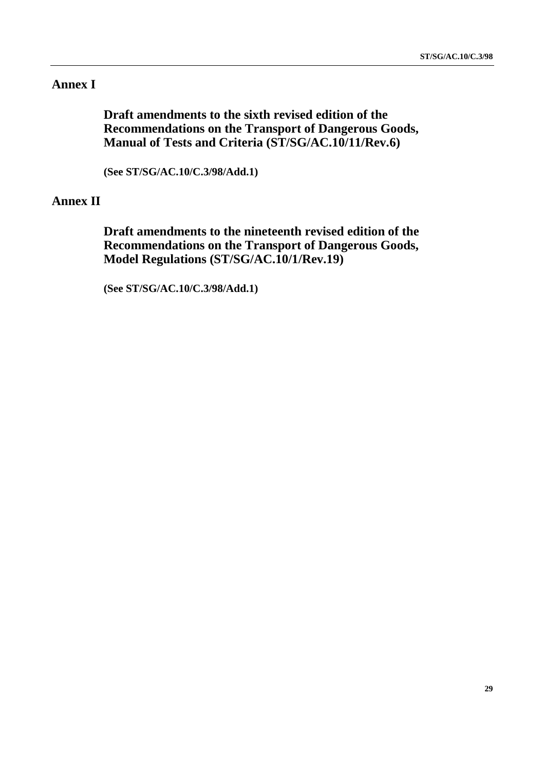# Annex I

## Draft amendments to the sixth revised edition of the Recommendations on the Transport of Dangerous Goods, Manual of Tests and Criteria (ST/SG/AC.10/11/Rev.6)

**(See ST/SG/AC.10/C.3/98/Add.1)**

# Annex II

## Draft amendments to the nineteenth revised edition of the Recommendations on the Transport of Dangerous Goods, Model Regulations (ST/SG/AC.10/1/Rev.19)

**(See ST/SG/AC.10/C.3/98/Add.1)**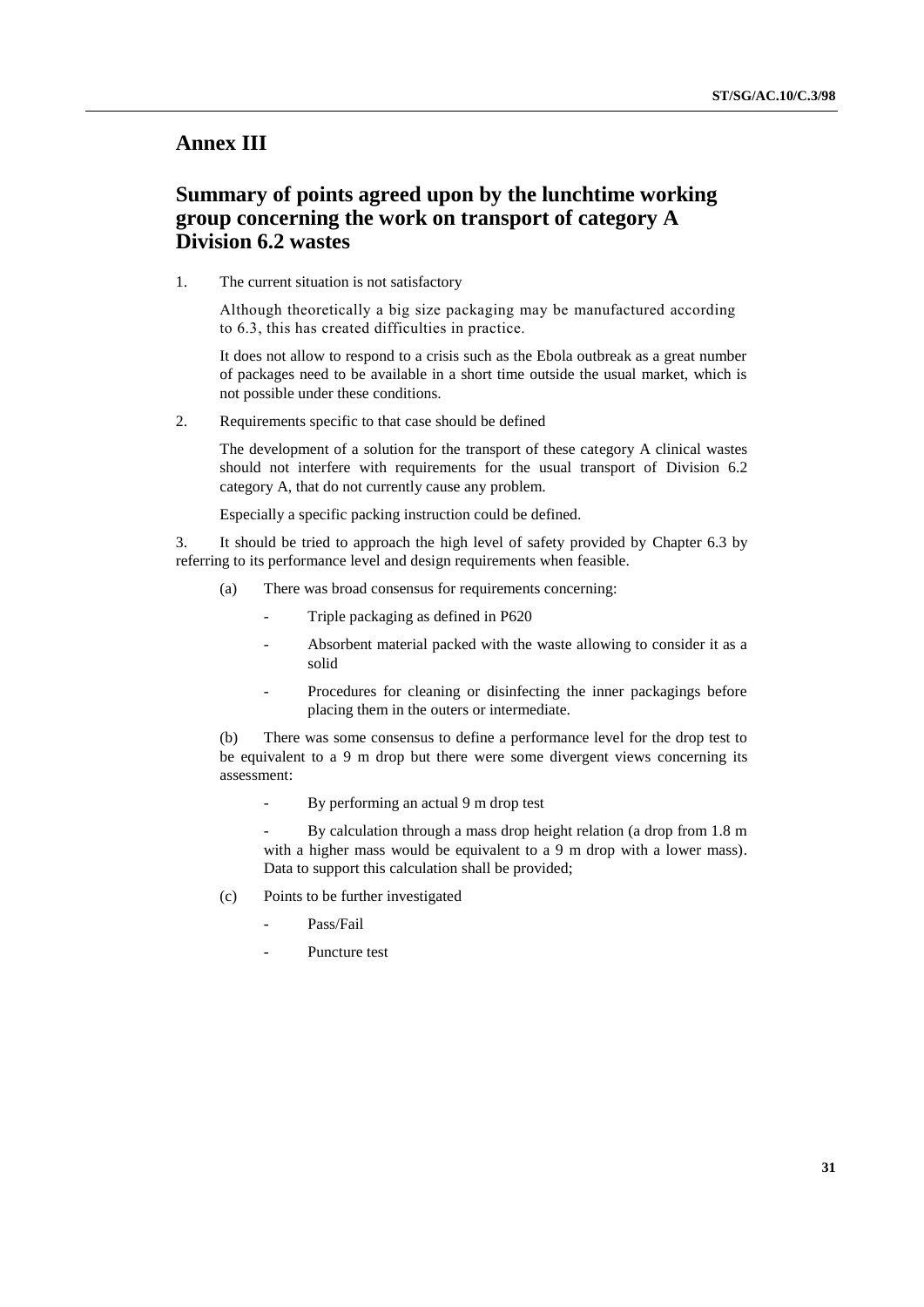# Annex III

# Summary of points agreed upon by the lunchtime working group concerning the work on transport of category A Division 6.2 wastes

1. The current situation is not satisfactory

   Although theoretically a big size packaging may be manufactured according to 6.3, this has created difficulties in practice.

   It does not allow to respond to a crisis such as the Ebola outbreak as a great number of packages need to be available in a short time outside the usual market, which is not possible under these conditions.

2. Requirements specific to that case should be defined

   The development of a solution for the transport of these category A clinical wastes should not interfere with requirements for the usual transport of Division 6.2 category A, that do not currently cause any problem.

   Especially a specific packing instruction could be defined.

3. It should be tried to approach the high level of safety provided by Chapter 6.3 by referring to its performance level and design requirements when feasible.

   (a) There was broad consensus for requirements concerning:

   - Triple packaging as defined in P620
   - Absorbent material packed with the waste allowing to consider it as a solid
   - Procedures for cleaning or disinfecting the inner packagings before placing them in the outers or intermediate.

   (b) There was some consensus to define a performance level for the drop test to be equivalent to a 9 m drop but there were some divergent views concerning its assessment:

   - By performing an actual 9 m drop test
   - By calculation through a mass drop height relation (a drop from 1.8 m with a higher mass would be equivalent to a 9 m drop with a lower mass). Data to support this calculation shall be provided;

   (c) Points to be further investigated

   - Pass/Fail
   - Puncture test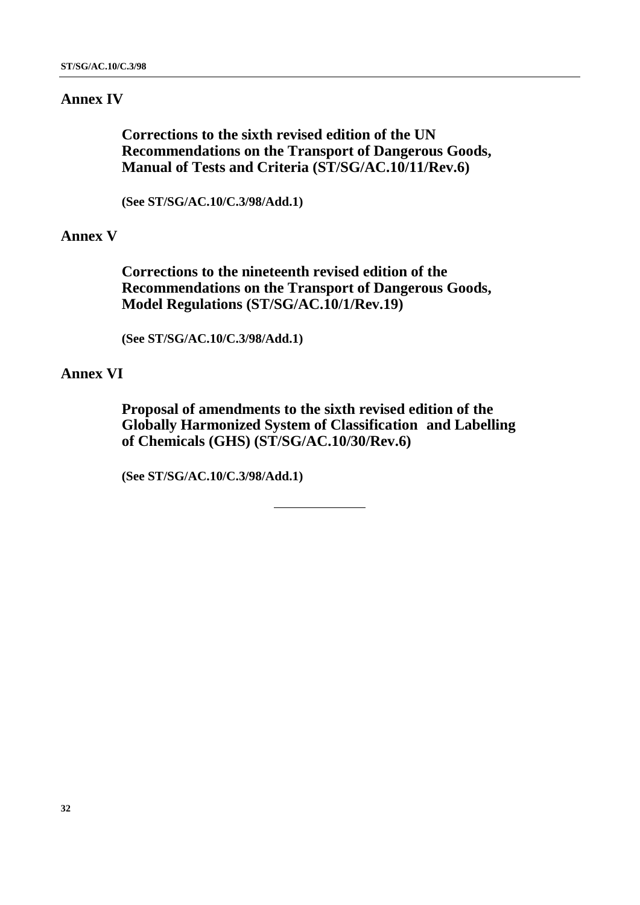## Annex IV

### Corrections to the sixth revised edition of the UN Recommendations on the Transport of Dangerous Goods, Manual of Tests and Criteria (ST/SG/AC.10/11/Rev.6)

**(See ST/SG/AC.10/C.3/98/Add.1)**

## Annex V

### Corrections to the nineteenth revised edition of the Recommendations on the Transport of Dangerous Goods, Model Regulations (ST/SG/AC.10/1/Rev.19)

**(See ST/SG/AC.10/C.3/98/Add.1)**

## Annex VI

### Proposal of amendments to the sixth revised edition of the Globally Harmonized System of Classification and Labelling of Chemicals (GHS) (ST/SG/AC.10/30/Rev.6)

**(See ST/SG/AC.10/C.3/98/Add.1)**

---